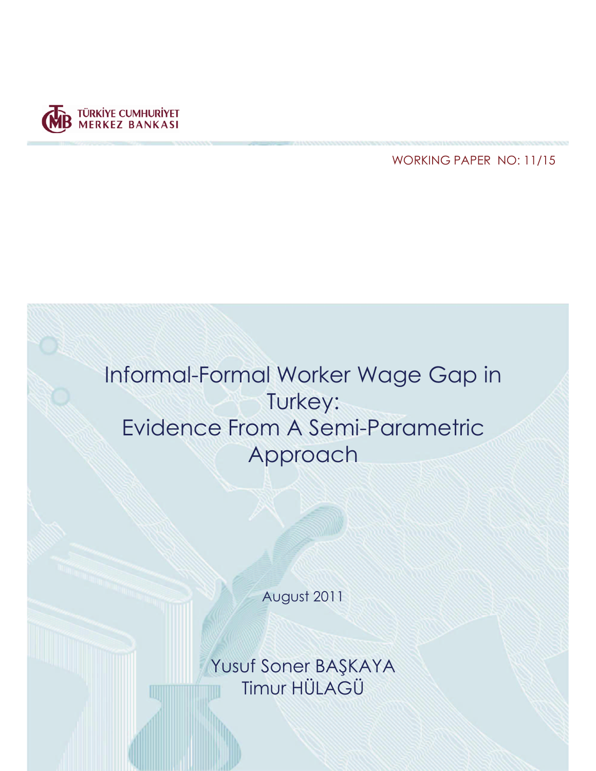TÜRKİYE CUMHURİYET MERKEZ BANKASI

WORKING PAPER NO: 11/15

# Informal-Formal Worker Wage Gap in Turkey: Evidence From A Semi-Parametric Approach

August 2011

Yusuf Soner BAŞKAYA
Timur HÜLAGÜ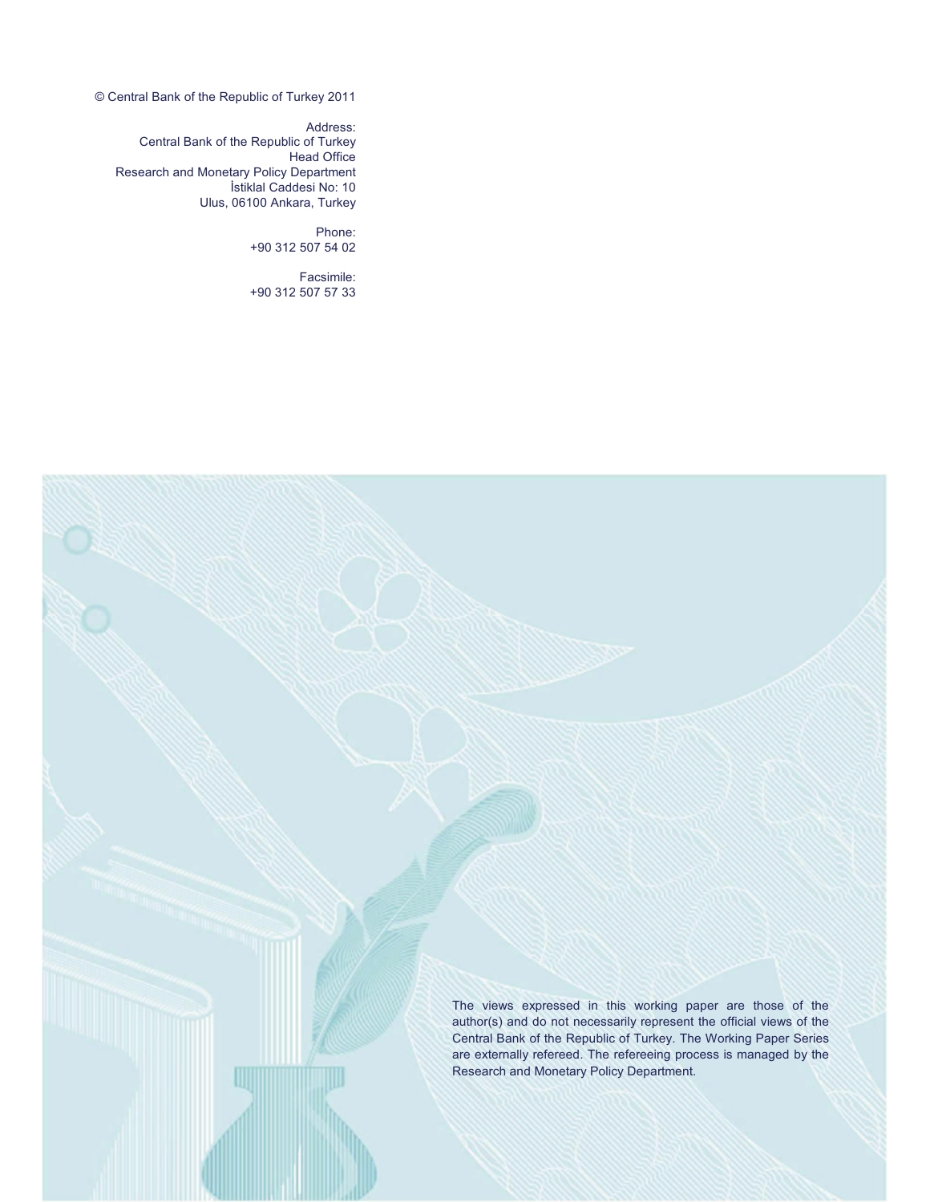© Central Bank of the Republic of Turkey 2011

Address:
Central Bank of the Republic of Turkey
Head Office
Research and Monetary Policy Department
İstiklal Caddesi No: 10
Ulus, 06100 Ankara, Turkey

Phone:
+90 312 507 54 02

Facsimile:
+90 312 507 57 33

The views expressed in this working paper are those of the author(s) and do not necessarily represent the official views of the Central Bank of the Republic of Turkey. The Working Paper Series are externally refereed. The refereeing process is managed by the Research and Monetary Policy Department.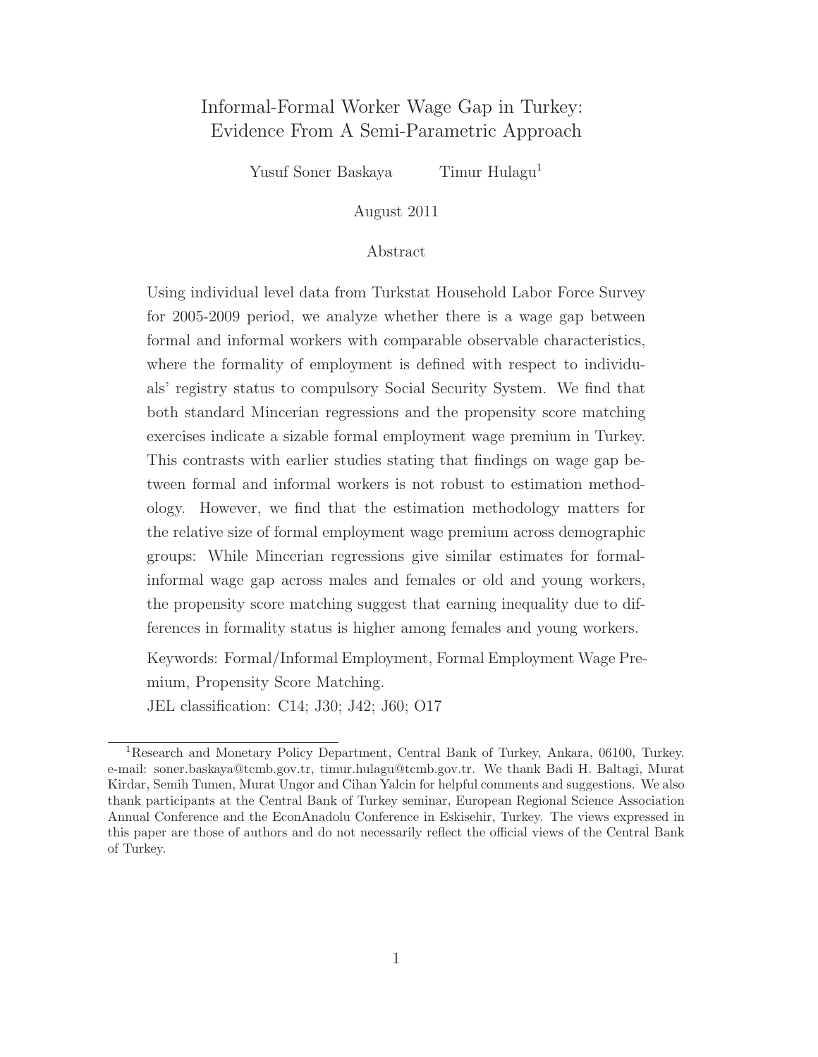# Informal-Formal Worker Wage Gap in Turkey: Evidence From A Semi-Parametric Approach

Yusuf Soner Baskaya    Timur Hulagu[1]

August 2011

## Abstract

Using individual level data from Turkstat Household Labor Force Survey for 2005-2009 period, we analyze whether there is a wage gap between formal and informal workers with comparable observable characteristics, where the formality of employment is defined with respect to individuals' registry status to compulsory Social Security System. We find that both standard Mincerian regressions and the propensity score matching exercises indicate a sizable formal employment wage premium in Turkey. This contrasts with earlier studies stating that findings on wage gap between formal and informal workers is not robust to estimation methodology. However, we find that the estimation methodology matters for the relative size of formal employment wage premium across demographic groups: While Mincerian regressions give similar estimates for formal-informal wage gap across males and females or old and young workers, the propensity score matching suggest that earning inequality due to differences in formality status is higher among females and young workers.

Keywords: Formal/Informal Employment, Formal Employment Wage Premium, Propensity Score Matching.

JEL classification: C14; J30; J42; J60; O17

[1] Research and Monetary Policy Department, Central Bank of Turkey, Ankara, 06100, Turkey. e-mail: soner.baskaya@tcmb.gov.tr, timur.hulagu@tcmb.gov.tr. We thank Badi H. Baltagi, Murat Kirdar, Semih Tumen, Murat Ungor and Cihan Yalcin for helpful comments and suggestions. We also thank participants at the Central Bank of Turkey seminar, European Regional Science Association Annual Conference and the EconAnadolu Conference in Eskisehir, Turkey. The views expressed in this paper are those of authors and do not necessarily reflect the official views of the Central Bank of Turkey.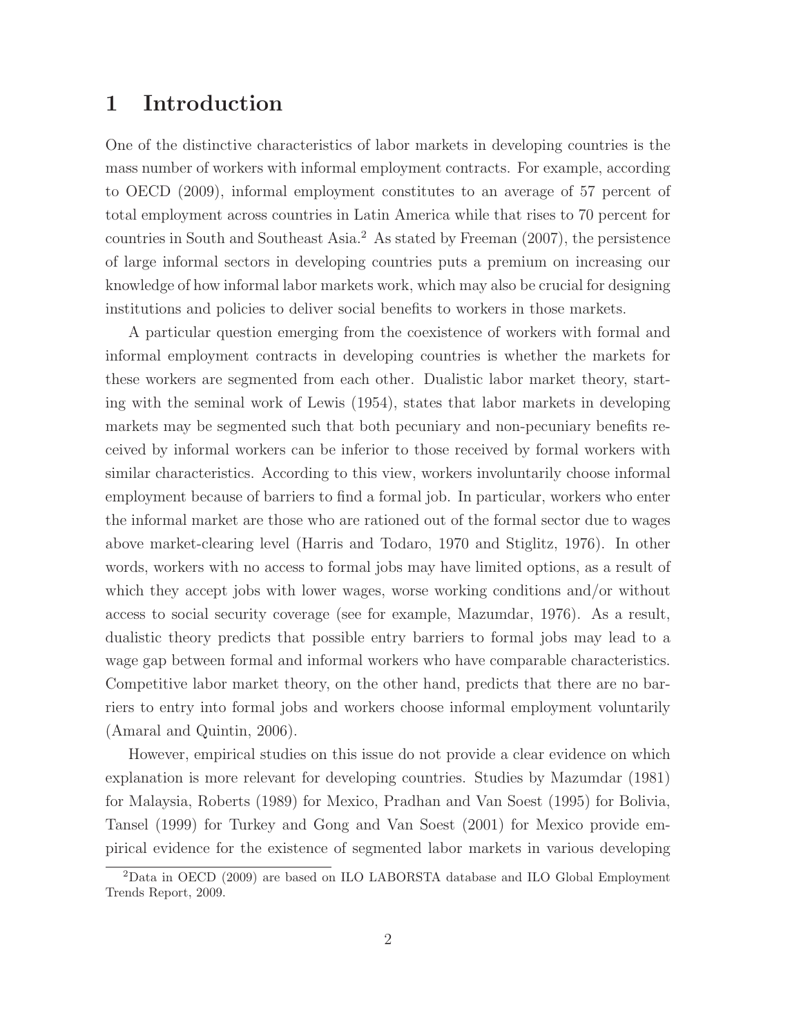# 1 Introduction

One of the distinctive characteristics of labor markets in developing countries is the mass number of workers with informal employment contracts. For example, according to OECD (2009), informal employment constitutes to an average of 57 percent of total employment across countries in Latin America while that rises to 70 percent for countries in South and Southeast Asia.[2] As stated by Freeman (2007), the persistence of large informal sectors in developing countries puts a premium on increasing our knowledge of how informal labor markets work, which may also be crucial for designing institutions and policies to deliver social benefits to workers in those markets.

A particular question emerging from the coexistence of workers with formal and informal employment contracts in developing countries is whether the markets for these workers are segmented from each other. Dualistic labor market theory, starting with the seminal work of Lewis (1954), states that labor markets in developing markets may be segmented such that both pecuniary and non-pecuniary benefits received by informal workers can be inferior to those received by formal workers with similar characteristics. According to this view, workers involuntarily choose informal employment because of barriers to find a formal job. In particular, workers who enter the informal market are those who are rationed out of the formal sector due to wages above market-clearing level (Harris and Todaro, 1970 and Stiglitz, 1976). In other words, workers with no access to formal jobs may have limited options, as a result of which they accept jobs with lower wages, worse working conditions and/or without access to social security coverage (see for example, Mazumdar, 1976). As a result, dualistic theory predicts that possible entry barriers to formal jobs may lead to a wage gap between formal and informal workers who have comparable characteristics. Competitive labor market theory, on the other hand, predicts that there are no barriers to entry into formal jobs and workers choose informal employment voluntarily (Amaral and Quintin, 2006).

However, empirical studies on this issue do not provide a clear evidence on which explanation is more relevant for developing countries. Studies by Mazumdar (1981) for Malaysia, Roberts (1989) for Mexico, Pradhan and Van Soest (1995) for Bolivia, Tansel (1999) for Turkey and Gong and Van Soest (2001) for Mexico provide empirical evidence for the existence of segmented labor markets in various developing

[2] Data in OECD (2009) are based on ILO LABORSTA database and ILO Global Employment Trends Report, 2009.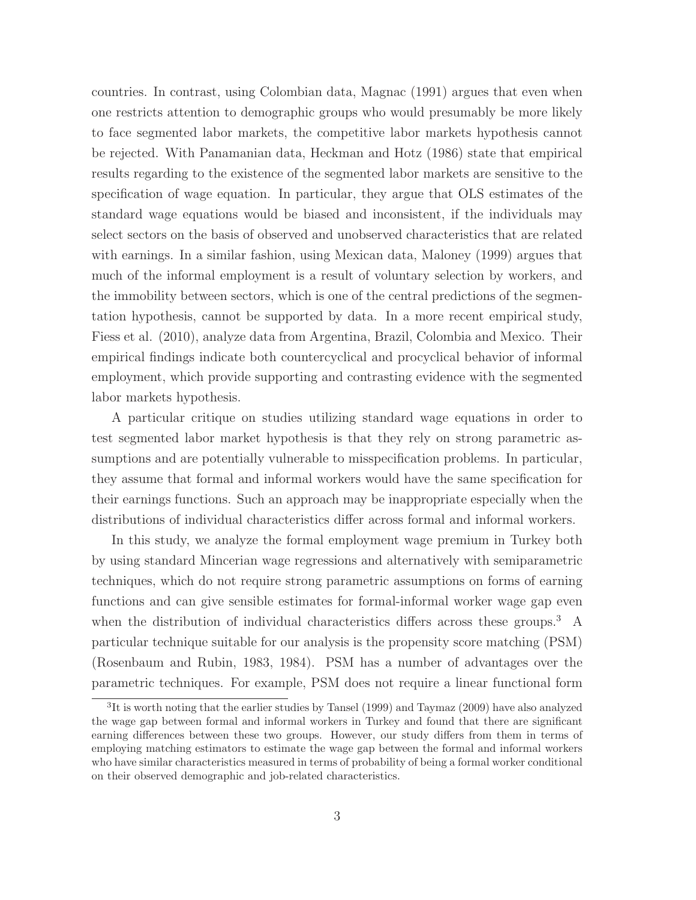countries. In contrast, using Colombian data, Magnac (1991) argues that even when one restricts attention to demographic groups who would presumably be more likely to face segmented labor markets, the competitive labor markets hypothesis cannot be rejected. With Panamanian data, Heckman and Hotz (1986) state that empirical results regarding to the existence of the segmented labor markets are sensitive to the specification of wage equation. In particular, they argue that OLS estimates of the standard wage equations would be biased and inconsistent, if the individuals may select sectors on the basis of observed and unobserved characteristics that are related with earnings. In a similar fashion, using Mexican data, Maloney (1999) argues that much of the informal employment is a result of voluntary selection by workers, and the immobility between sectors, which is one of the central predictions of the segmentation hypothesis, cannot be supported by data. In a more recent empirical study, Fiess et al. (2010), analyze data from Argentina, Brazil, Colombia and Mexico. Their empirical findings indicate both countercyclical and procyclical behavior of informal employment, which provide supporting and contrasting evidence with the segmented labor markets hypothesis.

A particular critique on studies utilizing standard wage equations in order to test segmented labor market hypothesis is that they rely on strong parametric assumptions and are potentially vulnerable to misspecification problems. In particular, they assume that formal and informal workers would have the same specification for their earnings functions. Such an approach may be inappropriate especially when the distributions of individual characteristics differ across formal and informal workers.

In this study, we analyze the formal employment wage premium in Turkey both by using standard Mincerian wage regressions and alternatively with semiparametric techniques, which do not require strong parametric assumptions on forms of earning functions and can give sensible estimates for formal-informal worker wage gap even when the distribution of individual characteristics differs across these groups.[3] A particular technique suitable for our analysis is the propensity score matching (PSM) (Rosenbaum and Rubin, 1983, 1984). PSM has a number of advantages over the parametric techniques. For example, PSM does not require a linear functional form

[3] It is worth noting that the earlier studies by Tansel (1999) and Taymaz (2009) have also analyzed the wage gap between formal and informal workers in Turkey and found that there are significant earning differences between these two groups. However, our study differs from them in terms of employing matching estimators to estimate the wage gap between the formal and informal workers who have similar characteristics measured in terms of probability of being a formal worker conditional on their observed demographic and job-related characteristics.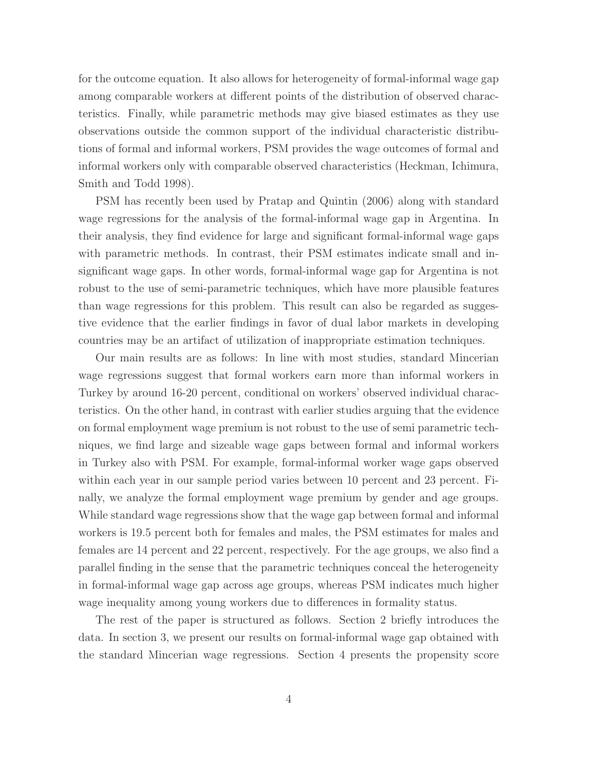for the outcome equation. It also allows for heterogeneity of formal-informal wage gap among comparable workers at different points of the distribution of observed characteristics. Finally, while parametric methods may give biased estimates as they use observations outside the common support of the individual characteristic distributions of formal and informal workers, PSM provides the wage outcomes of formal and informal workers only with comparable observed characteristics (Heckman, Ichimura, Smith and Todd 1998).

PSM has recently been used by Pratap and Quintin (2006) along with standard wage regressions for the analysis of the formal-informal wage gap in Argentina. In their analysis, they find evidence for large and significant formal-informal wage gaps with parametric methods. In contrast, their PSM estimates indicate small and insignificant wage gaps. In other words, formal-informal wage gap for Argentina is not robust to the use of semi-parametric techniques, which have more plausible features than wage regressions for this problem. This result can also be regarded as suggestive evidence that the earlier findings in favor of dual labor markets in developing countries may be an artifact of utilization of inappropriate estimation techniques.

Our main results are as follows: In line with most studies, standard Mincerian wage regressions suggest that formal workers earn more than informal workers in Turkey by around 16-20 percent, conditional on workers' observed individual characteristics. On the other hand, in contrast with earlier studies arguing that the evidence on formal employment wage premium is not robust to the use of semi parametric techniques, we find large and sizeable wage gaps between formal and informal workers in Turkey also with PSM. For example, formal-informal worker wage gaps observed within each year in our sample period varies between 10 percent and 23 percent. Finally, we analyze the formal employment wage premium by gender and age groups. While standard wage regressions show that the wage gap between formal and informal workers is 19.5 percent both for females and males, the PSM estimates for males and females are 14 percent and 22 percent, respectively. For the age groups, we also find a parallel finding in the sense that the parametric techniques conceal the heterogeneity in formal-informal wage gap across age groups, whereas PSM indicates much higher wage inequality among young workers due to differences in formality status.

The rest of the paper is structured as follows. Section 2 briefly introduces the data. In section 3, we present our results on formal-informal wage gap obtained with the standard Mincerian wage regressions. Section 4 presents the propensity score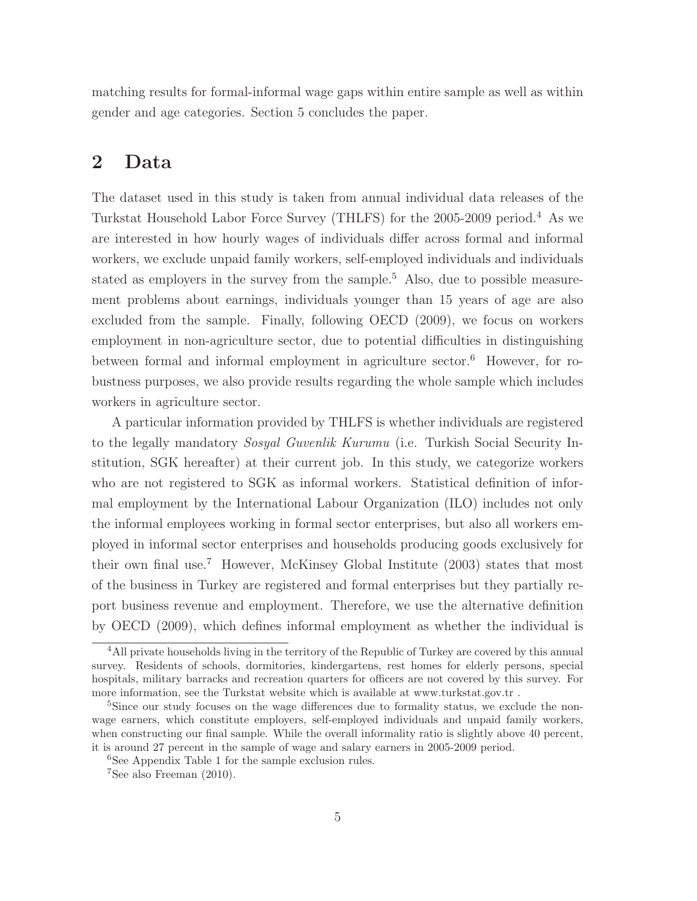matching results for formal-informal wage gaps within entire sample as well as within gender and age categories. Section 5 concludes the paper.

## 2 Data

The dataset used in this study is taken from annual individual data releases of the Turkstat Household Labor Force Survey (THLFS) for the 2005-2009 period.[4] As we are interested in how hourly wages of individuals differ across formal and informal workers, we exclude unpaid family workers, self-employed individuals and individuals stated as employers in the survey from the sample.[5] Also, due to possible measurement problems about earnings, individuals younger than 15 years of age are also excluded from the sample. Finally, following OECD (2009), we focus on workers employment in non-agriculture sector, due to potential difficulties in distinguishing between formal and informal employment in agriculture sector.[6] However, for robustness purposes, we also provide results regarding the whole sample which includes workers in agriculture sector.

A particular information provided by THLFS is whether individuals are registered to the legally mandatory *Sosyal Guvenlik Kurumu* (i.e. Turkish Social Security Institution, SGK hereafter) at their current job. In this study, we categorize workers who are not registered to SGK as informal workers. Statistical definition of informal employment by the International Labour Organization (ILO) includes not only the informal employees working in formal sector enterprises, but also all workers employed in informal sector enterprises and households producing goods exclusively for their own final use.[7] However, McKinsey Global Institute (2003) states that most of the business in Turkey are registered and formal enterprises but they partially report business revenue and employment. Therefore, we use the alternative definition by OECD (2009), which defines informal employment as whether the individual is

---

[4] All private households living in the territory of the Republic of Turkey are covered by this annual survey. Residents of schools, dormitories, kindergartens, rest homes for elderly persons, special hospitals, military barracks and recreation quarters for officers are not covered by this survey. For more information, see the Turkstat website which is available at www.turkstat.gov.tr .

[5] Since our study focuses on the wage differences due to formality status, we exclude the non-wage earners, which constitute employers, self-employed individuals and unpaid family workers, when constructing our final sample. While the overall informality ratio is slightly above 40 percent, it is around 27 percent in the sample of wage and salary earners in 2005-2009 period.

[6] See Appendix Table 1 for the sample exclusion rules.

[7] See also Freeman (2010).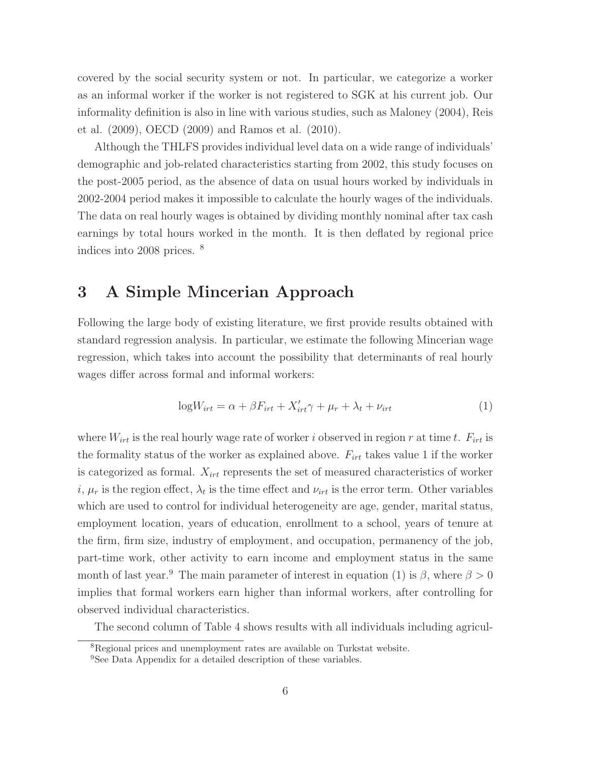covered by the social security system or not. In particular, we categorize a worker as an informal worker if the worker is not registered to SGK at his current job. Our informality definition is also in line with various studies, such as Maloney (2004), Reis et al. (2009), OECD (2009) and Ramos et al. (2010).

Although the THLFS provides individual level data on a wide range of individuals' demographic and job-related characteristics starting from 2002, this study focuses on the post-2005 period, as the absence of data on usual hours worked by individuals in 2002-2004 period makes it impossible to calculate the hourly wages of the individuals. The data on real hourly wages is obtained by dividing monthly nominal after tax cash earnings by total hours worked in the month. It is then deflated by regional price indices into 2008 prices. [8]

# 3 A Simple Mincerian Approach

Following the large body of existing literature, we first provide results obtained with standard regression analysis. In particular, we estimate the following Mincerian wage regression, which takes into account the possibility that determinants of real hourly wages differ across formal and informal workers:

$$\log W_{irt} = \alpha + \beta F_{irt} + X'_{irt}\gamma + \mu_r + \lambda_t + \nu_{irt} \tag{1}$$

where $W_{irt}$ is the real hourly wage rate of worker $i$ observed in region $r$ at time $t$. $F_{irt}$ is the formality status of the worker as explained above. $F_{irt}$ takes value 1 if the worker is categorized as formal. $X_{irt}$ represents the set of measured characteristics of worker $i$, $\mu_r$ is the region effect, $\lambda_t$ is the time effect and $\nu_{irt}$ is the error term. Other variables which are used to control for individual heterogeneity are age, gender, marital status, employment location, years of education, enrollment to a school, years of tenure at the firm, firm size, industry of employment, and occupation, permanency of the job, part-time work, other activity to earn income and employment status in the same month of last year.[9] The main parameter of interest in equation (1) is $\beta$, where $\beta > 0$ implies that formal workers earn higher than informal workers, after controlling for observed individual characteristics.

The second column of Table 4 shows results with all individuals including agricul-

[8] Regional prices and unemployment rates are available on Turkstat website.

[9] See Data Appendix for a detailed description of these variables.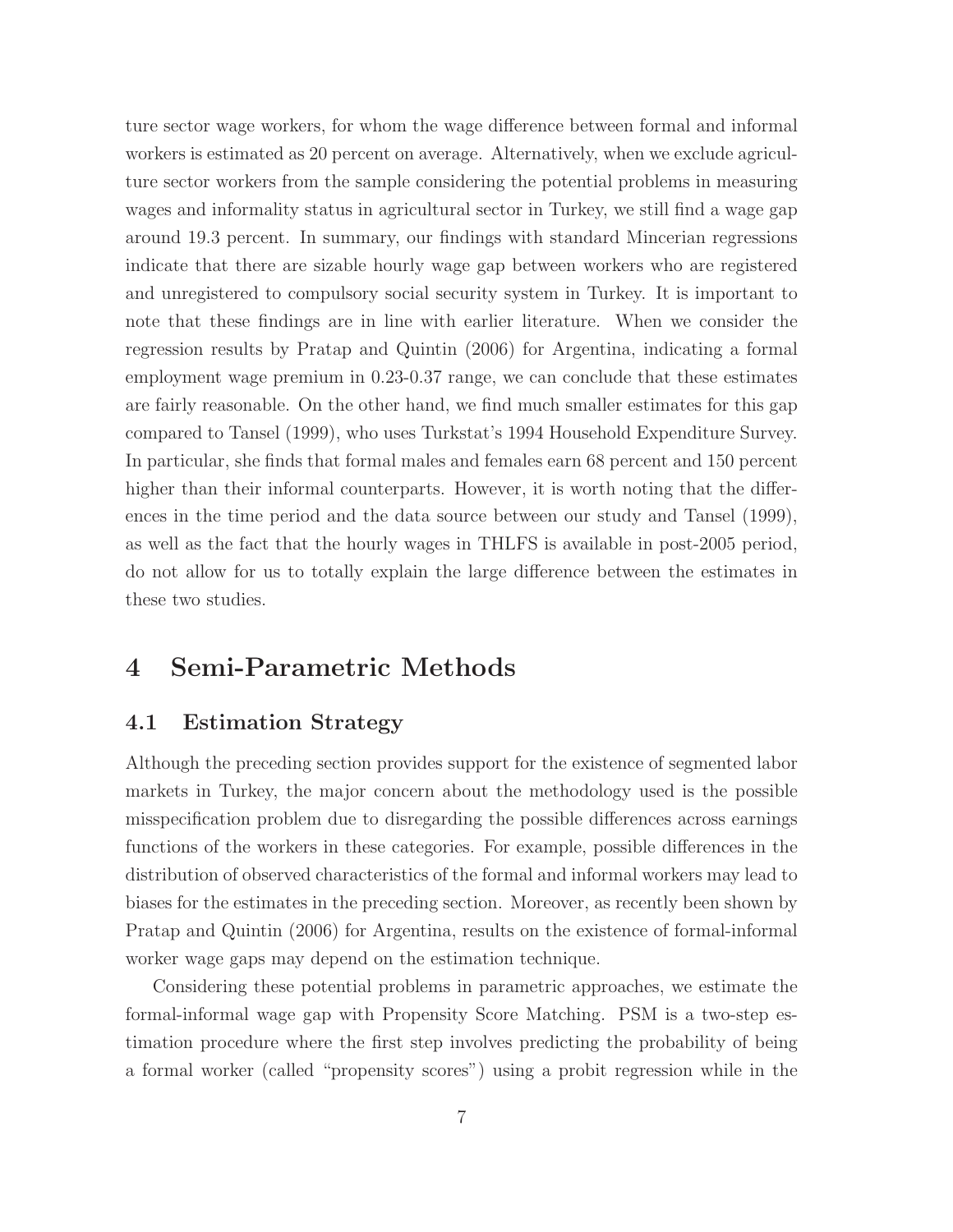ture sector wage workers, for whom the wage difference between formal and informal workers is estimated as 20 percent on average. Alternatively, when we exclude agriculture sector workers from the sample considering the potential problems in measuring wages and informality status in agricultural sector in Turkey, we still find a wage gap around 19.3 percent. In summary, our findings with standard Mincerian regressions indicate that there are sizable hourly wage gap between workers who are registered and unregistered to compulsory social security system in Turkey. It is important to note that these findings are in line with earlier literature. When we consider the regression results by Pratap and Quintin (2006) for Argentina, indicating a formal employment wage premium in 0.23-0.37 range, we can conclude that these estimates are fairly reasonable. On the other hand, we find much smaller estimates for this gap compared to Tansel (1999), who uses Turkstat's 1994 Household Expenditure Survey. In particular, she finds that formal males and females earn 68 percent and 150 percent higher than their informal counterparts. However, it is worth noting that the differences in the time period and the data source between our study and Tansel (1999), as well as the fact that the hourly wages in THLFS is available in post-2005 period, do not allow for us to totally explain the large difference between the estimates in these two studies.

# 4 Semi-Parametric Methods

## 4.1 Estimation Strategy

Although the preceding section provides support for the existence of segmented labor markets in Turkey, the major concern about the methodology used is the possible misspecification problem due to disregarding the possible differences across earnings functions of the workers in these categories. For example, possible differences in the distribution of observed characteristics of the formal and informal workers may lead to biases for the estimates in the preceding section. Moreover, as recently been shown by Pratap and Quintin (2006) for Argentina, results on the existence of formal-informal worker wage gaps may depend on the estimation technique.

Considering these potential problems in parametric approaches, we estimate the formal-informal wage gap with Propensity Score Matching. PSM is a two-step estimation procedure where the first step involves predicting the probability of being a formal worker (called "propensity scores") using a probit regression while in the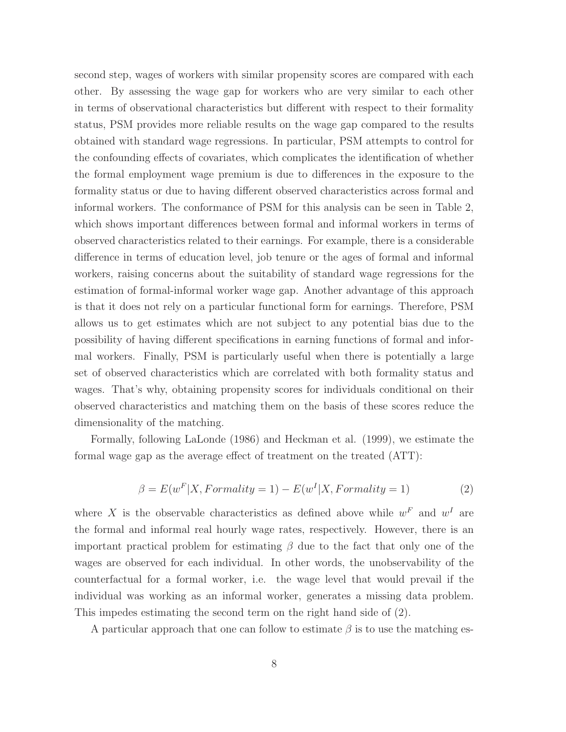second step, wages of workers with similar propensity scores are compared with each other. By assessing the wage gap for workers who are very similar to each other in terms of observational characteristics but different with respect to their formality status, PSM provides more reliable results on the wage gap compared to the results obtained with standard wage regressions. In particular, PSM attempts to control for the confounding effects of covariates, which complicates the identification of whether the formal employment wage premium is due to differences in the exposure to the formality status or due to having different observed characteristics across formal and informal workers. The conformance of PSM for this analysis can be seen in Table 2, which shows important differences between formal and informal workers in terms of observed characteristics related to their earnings. For example, there is a considerable difference in terms of education level, job tenure or the ages of formal and informal workers, raising concerns about the suitability of standard wage regressions for the estimation of formal-informal worker wage gap. Another advantage of this approach is that it does not rely on a particular functional form for earnings. Therefore, PSM allows us to get estimates which are not subject to any potential bias due to the possibility of having different specifications in earning functions of formal and informal workers. Finally, PSM is particularly useful when there is potentially a large set of observed characteristics which are correlated with both formality status and wages. That's why, obtaining propensity scores for individuals conditional on their observed characteristics and matching them on the basis of these scores reduce the dimensionality of the matching.

Formally, following LaLonde (1986) and Heckman et al. (1999), we estimate the formal wage gap as the average effect of treatment on the treated (ATT):

$$\beta = E(w^F|X, Formality = 1) - E(w^I|X, Formality = 1) \tag{2}$$

where $X$ is the observable characteristics as defined above while $w^F$ and $w^I$ are the formal and informal real hourly wage rates, respectively. However, there is an important practical problem for estimating $\beta$ due to the fact that only one of the wages are observed for each individual. In other words, the unobservability of the counterfactual for a formal worker, i.e. the wage level that would prevail if the individual was working as an informal worker, generates a missing data problem. This impedes estimating the second term on the right hand side of (2).

A particular approach that one can follow to estimate $\beta$ is to use the matching es-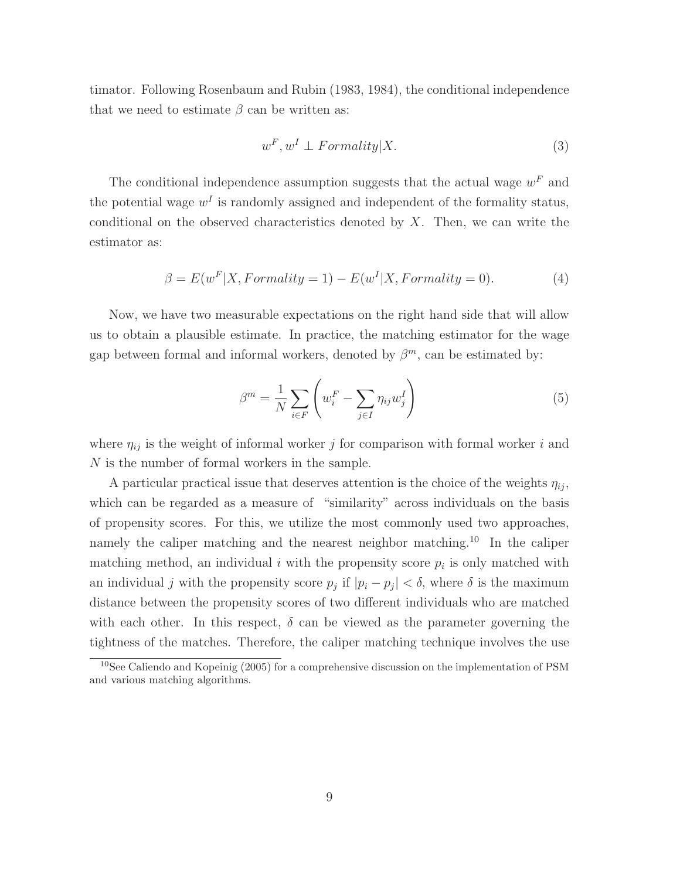timator. Following Rosenbaum and Rubin (1983, 1984), the conditional independence that we need to estimate $\beta$ can be written as:

$$w^F, w^I \perp Formality|X. \tag{3}$$

The conditional independence assumption suggests that the actual wage $w^F$ and the potential wage $w^I$ is randomly assigned and independent of the formality status, conditional on the observed characteristics denoted by $X$. Then, we can write the estimator as:

$$\beta = E(w^F|X, Formality = 1) - E(w^I|X, Formality = 0). \tag{4}$$

Now, we have two measurable expectations on the right hand side that will allow us to obtain a plausible estimate. In practice, the matching estimator for the wage gap between formal and informal workers, denoted by $\beta^m$, can be estimated by:

$$\beta^m = \frac{1}{N}\sum_{i \in F}\left(w_i^F - \sum_{j \in I}\eta_{ij}w_j^I\right) \tag{5}$$

where $\eta_{ij}$ is the weight of informal worker $j$ for comparison with formal worker $i$ and $N$ is the number of formal workers in the sample.

A particular practical issue that deserves attention is the choice of the weights $\eta_{ij}$, which can be regarded as a measure of "similarity" across individuals on the basis of propensity scores. For this, we utilize the most commonly used two approaches, namely the caliper matching and the nearest neighbor matching.[10] In the caliper matching method, an individual $i$ with the propensity score $p_i$ is only matched with an individual $j$ with the propensity score $p_j$ if $|p_i - p_j| < \delta$, where $\delta$ is the maximum distance between the propensity scores of two different individuals who are matched with each other. In this respect, $\delta$ can be viewed as the parameter governing the tightness of the matches. Therefore, the caliper matching technique involves the use

[10] See Caliendo and Kopeinig (2005) for a comprehensive discussion on the implementation of PSM and various matching algorithms.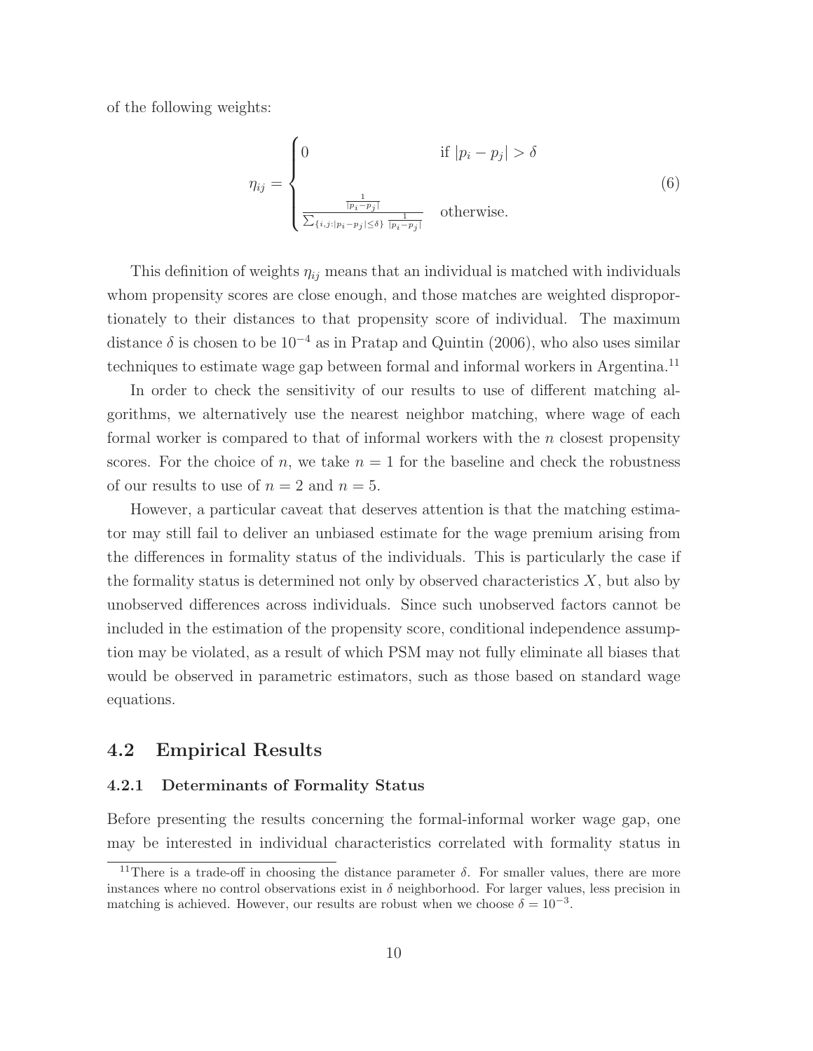of the following weights:

$$\eta_{ij} = \begin{cases} 0 & \text{if } |p_i - p_j| > \delta \\ \\ \frac{\frac{1}{|p_i - p_j|}}{\sum_{\{i,j:|p_i - p_j| \leq \delta\}} \frac{1}{|p_i - p_j|}} & \text{otherwise.} \end{cases} \tag{6}$$

This definition of weights $\eta_{ij}$ means that an individual is matched with individuals whom propensity scores are close enough, and those matches are weighted disproportionately to their distances to that propensity score of individual. The maximum distance $\delta$ is chosen to be $10^{-4}$ as in Pratap and Quintin (2006), who also uses similar techniques to estimate wage gap between formal and informal workers in Argentina.[11]

In order to check the sensitivity of our results to use of different matching algorithms, we alternatively use the nearest neighbor matching, where wage of each formal worker is compared to that of informal workers with the $n$ closest propensity scores. For the choice of $n$, we take $n = 1$ for the baseline and check the robustness of our results to use of $n = 2$ and $n = 5$.

However, a particular caveat that deserves attention is that the matching estimator may still fail to deliver an unbiased estimate for the wage premium arising from the differences in formality status of the individuals. This is particularly the case if the formality status is determined not only by observed characteristics $X$, but also by unobserved differences across individuals. Since such unobserved factors cannot be included in the estimation of the propensity score, conditional independence assumption may be violated, as a result of which PSM may not fully eliminate all biases that would be observed in parametric estimators, such as those based on standard wage equations.

## 4.2 Empirical Results

### 4.2.1 Determinants of Formality Status

Before presenting the results concerning the formal-informal worker wage gap, one may be interested in individual characteristics correlated with formality status in

[11] There is a trade-off in choosing the distance parameter $\delta$. For smaller values, there are more instances where no control observations exist in $\delta$ neighborhood. For larger values, less precision in matching is achieved. However, our results are robust when we choose $\delta = 10^{-3}$.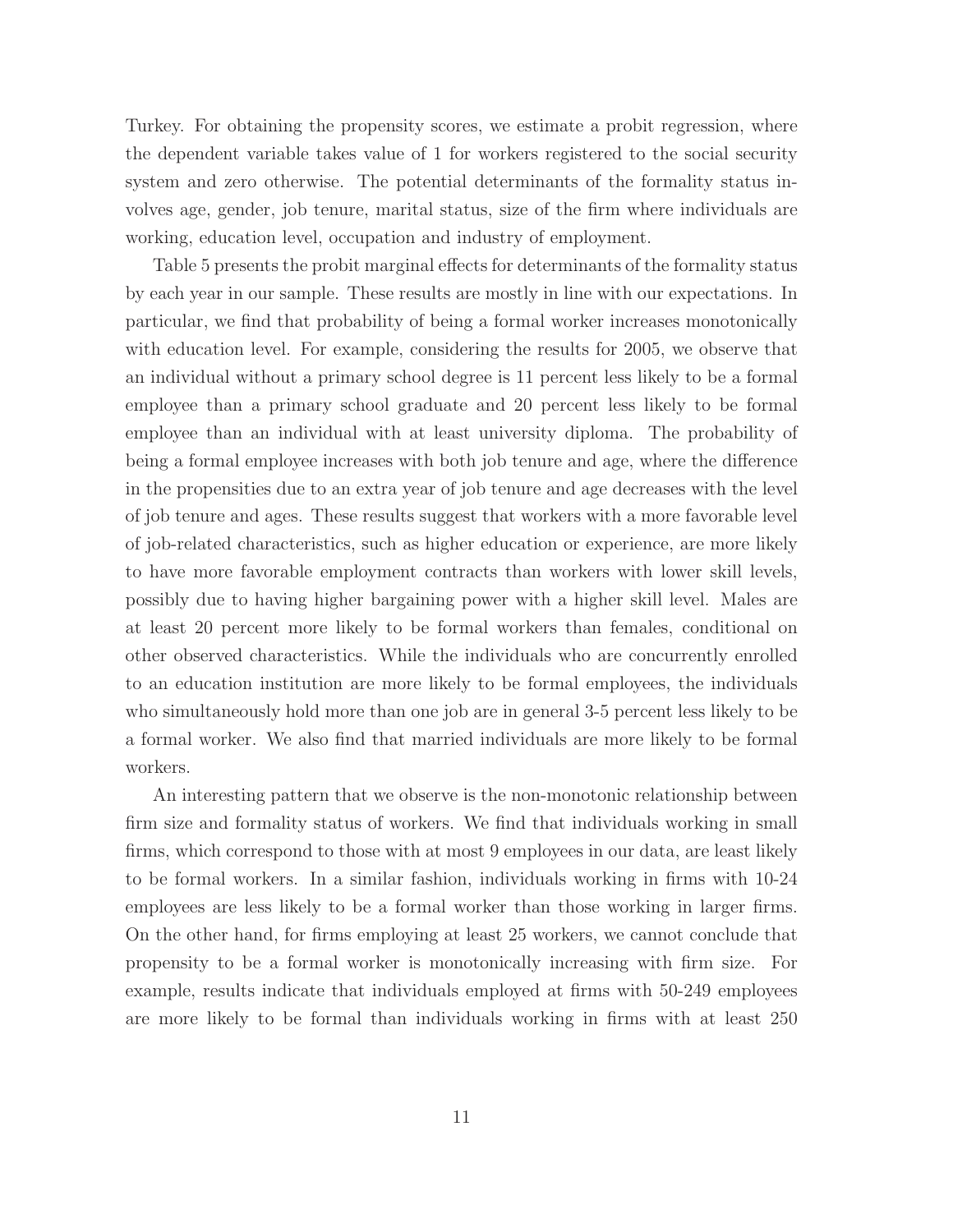Turkey. For obtaining the propensity scores, we estimate a probit regression, where the dependent variable takes value of 1 for workers registered to the social security system and zero otherwise. The potential determinants of the formality status involves age, gender, job tenure, marital status, size of the firm where individuals are working, education level, occupation and industry of employment.

Table 5 presents the probit marginal effects for determinants of the formality status by each year in our sample. These results are mostly in line with our expectations. In particular, we find that probability of being a formal worker increases monotonically with education level. For example, considering the results for 2005, we observe that an individual without a primary school degree is 11 percent less likely to be a formal employee than a primary school graduate and 20 percent less likely to be formal employee than an individual with at least university diploma. The probability of being a formal employee increases with both job tenure and age, where the difference in the propensities due to an extra year of job tenure and age decreases with the level of job tenure and ages. These results suggest that workers with a more favorable level of job-related characteristics, such as higher education or experience, are more likely to have more favorable employment contracts than workers with lower skill levels, possibly due to having higher bargaining power with a higher skill level. Males are at least 20 percent more likely to be formal workers than females, conditional on other observed characteristics. While the individuals who are concurrently enrolled to an education institution are more likely to be formal employees, the individuals who simultaneously hold more than one job are in general 3-5 percent less likely to be a formal worker. We also find that married individuals are more likely to be formal workers.

An interesting pattern that we observe is the non-monotonic relationship between firm size and formality status of workers. We find that individuals working in small firms, which correspond to those with at most 9 employees in our data, are least likely to be formal workers. In a similar fashion, individuals working in firms with 10-24 employees are less likely to be a formal worker than those working in larger firms. On the other hand, for firms employing at least 25 workers, we cannot conclude that propensity to be a formal worker is monotonically increasing with firm size. For example, results indicate that individuals employed at firms with 50-249 employees are more likely to be formal than individuals working in firms with at least 250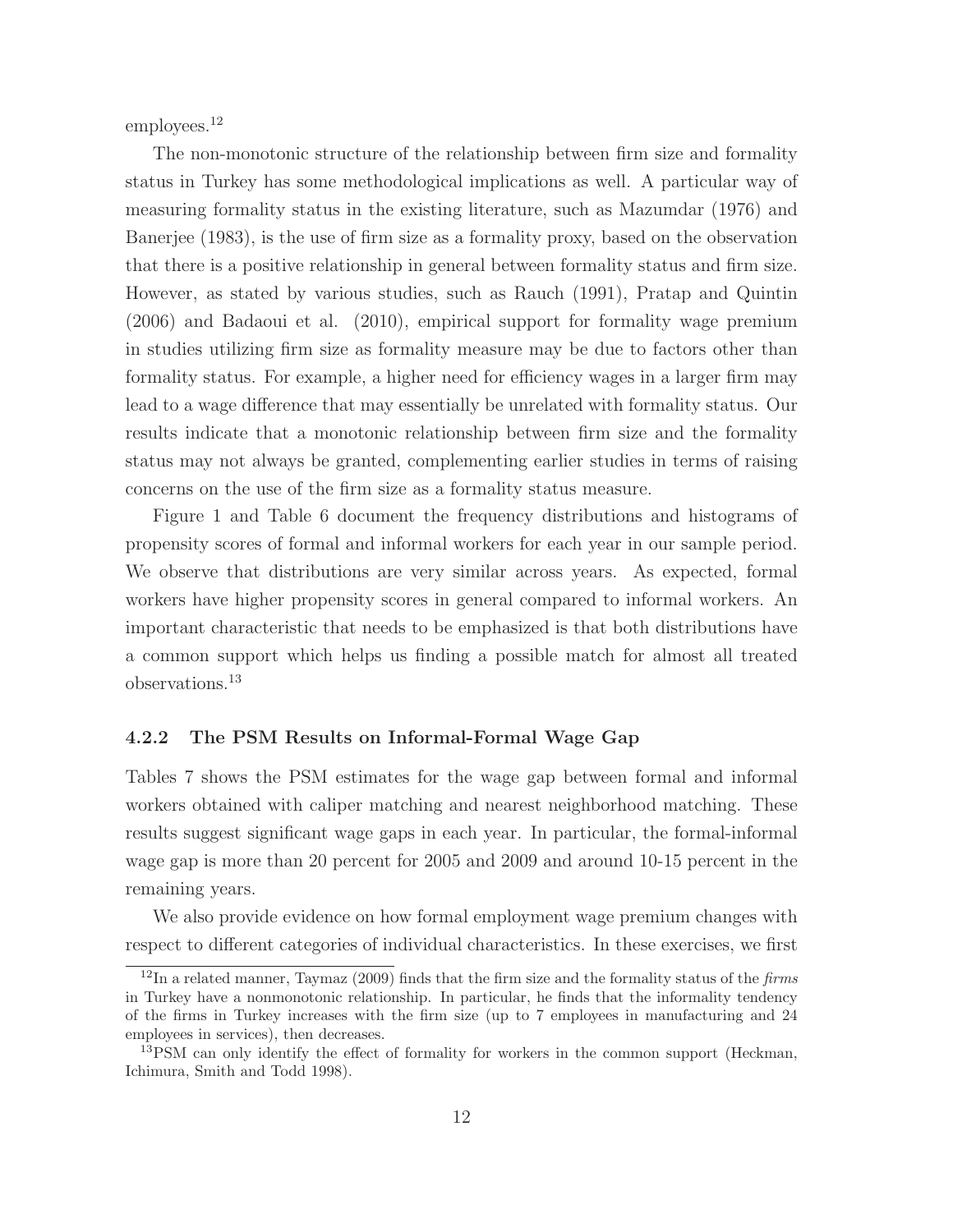employees.[12]

The non-monotonic structure of the relationship between firm size and formality status in Turkey has some methodological implications as well. A particular way of measuring formality status in the existing literature, such as Mazumdar (1976) and Banerjee (1983), is the use of firm size as a formality proxy, based on the observation that there is a positive relationship in general between formality status and firm size. However, as stated by various studies, such as Rauch (1991), Pratap and Quintin (2006) and Badaoui et al. (2010), empirical support for formality wage premium in studies utilizing firm size as formality measure may be due to factors other than formality status. For example, a higher need for efficiency wages in a larger firm may lead to a wage difference that may essentially be unrelated with formality status. Our results indicate that a monotonic relationship between firm size and the formality status may not always be granted, complementing earlier studies in terms of raising concerns on the use of the firm size as a formality status measure.

Figure 1 and Table 6 document the frequency distributions and histograms of propensity scores of formal and informal workers for each year in our sample period. We observe that distributions are very similar across years. As expected, formal workers have higher propensity scores in general compared to informal workers. An important characteristic that needs to be emphasized is that both distributions have a common support which helps us finding a possible match for almost all treated observations.[13]

### 4.2.2 The PSM Results on Informal-Formal Wage Gap

Tables 7 shows the PSM estimates for the wage gap between formal and informal workers obtained with caliper matching and nearest neighborhood matching. These results suggest significant wage gaps in each year. In particular, the formal-informal wage gap is more than 20 percent for 2005 and 2009 and around 10-15 percent in the remaining years.

We also provide evidence on how formal employment wage premium changes with respect to different categories of individual characteristics. In these exercises, we first

[12] In a related manner, Taymaz (2009) finds that the firm size and the formality status of the *firms* in Turkey have a nonmonotonic relationship. In particular, he finds that the informality tendency of the firms in Turkey increases with the firm size (up to 7 employees in manufacturing and 24 employees in services), then decreases.

[13] PSM can only identify the effect of formality for workers in the common support (Heckman, Ichimura, Smith and Todd 1998).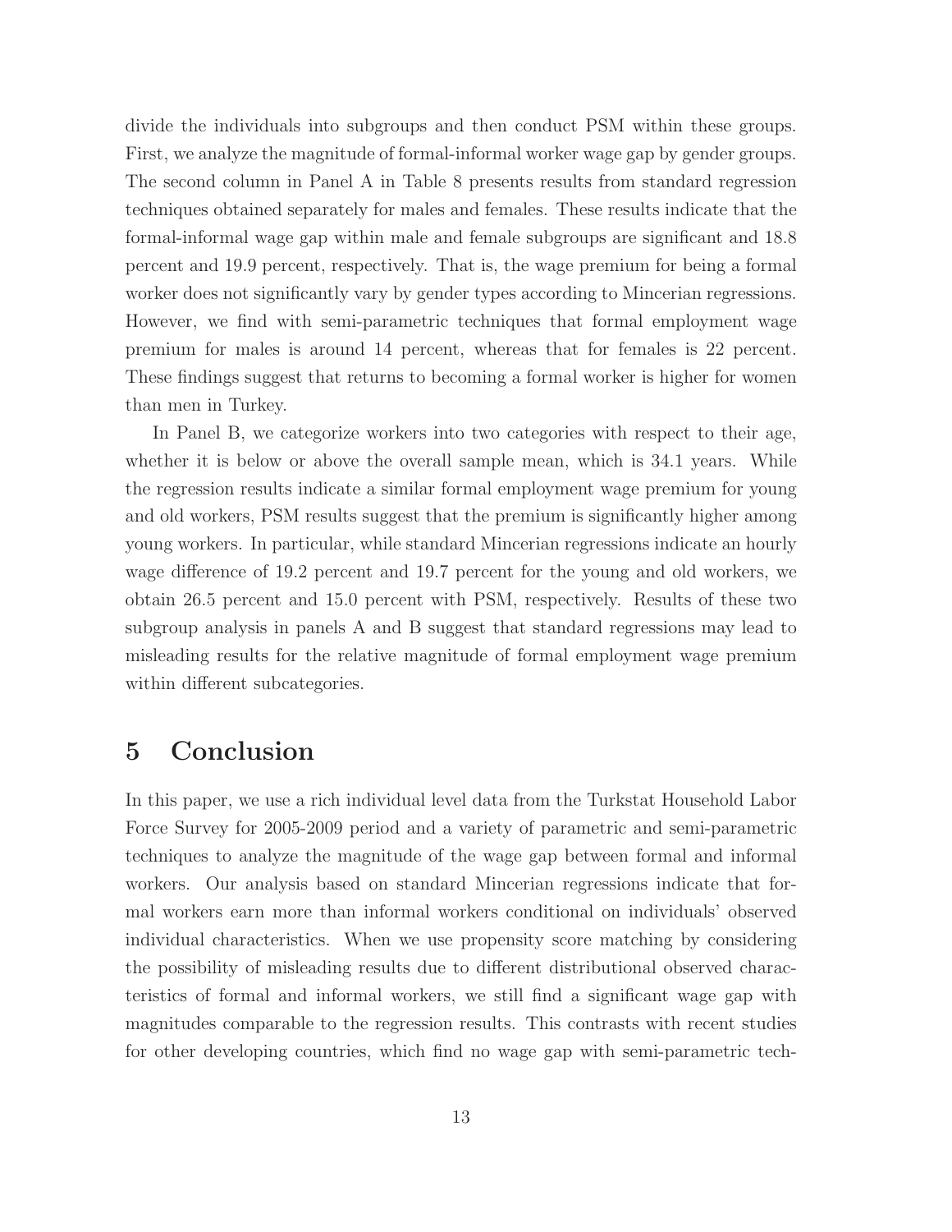divide the individuals into subgroups and then conduct PSM within these groups. First, we analyze the magnitude of formal-informal worker wage gap by gender groups. The second column in Panel A in Table 8 presents results from standard regression techniques obtained separately for males and females. These results indicate that the formal-informal wage gap within male and female subgroups are significant and 18.8 percent and 19.9 percent, respectively. That is, the wage premium for being a formal worker does not significantly vary by gender types according to Mincerian regressions. However, we find with semi-parametric techniques that formal employment wage premium for males is around 14 percent, whereas that for females is 22 percent. These findings suggest that returns to becoming a formal worker is higher for women than men in Turkey.

In Panel B, we categorize workers into two categories with respect to their age, whether it is below or above the overall sample mean, which is 34.1 years. While the regression results indicate a similar formal employment wage premium for young and old workers, PSM results suggest that the premium is significantly higher among young workers. In particular, while standard Mincerian regressions indicate an hourly wage difference of 19.2 percent and 19.7 percent for the young and old workers, we obtain 26.5 percent and 15.0 percent with PSM, respectively. Results of these two subgroup analysis in panels A and B suggest that standard regressions may lead to misleading results for the relative magnitude of formal employment wage premium within different subcategories.

# 5 Conclusion

In this paper, we use a rich individual level data from the Turkstat Household Labor Force Survey for 2005-2009 period and a variety of parametric and semi-parametric techniques to analyze the magnitude of the wage gap between formal and informal workers. Our analysis based on standard Mincerian regressions indicate that formal workers earn more than informal workers conditional on individuals' observed individual characteristics. When we use propensity score matching by considering the possibility of misleading results due to different distributional observed characteristics of formal and informal workers, we still find a significant wage gap with magnitudes comparable to the regression results. This contrasts with recent studies for other developing countries, which find no wage gap with semi-parametric tech-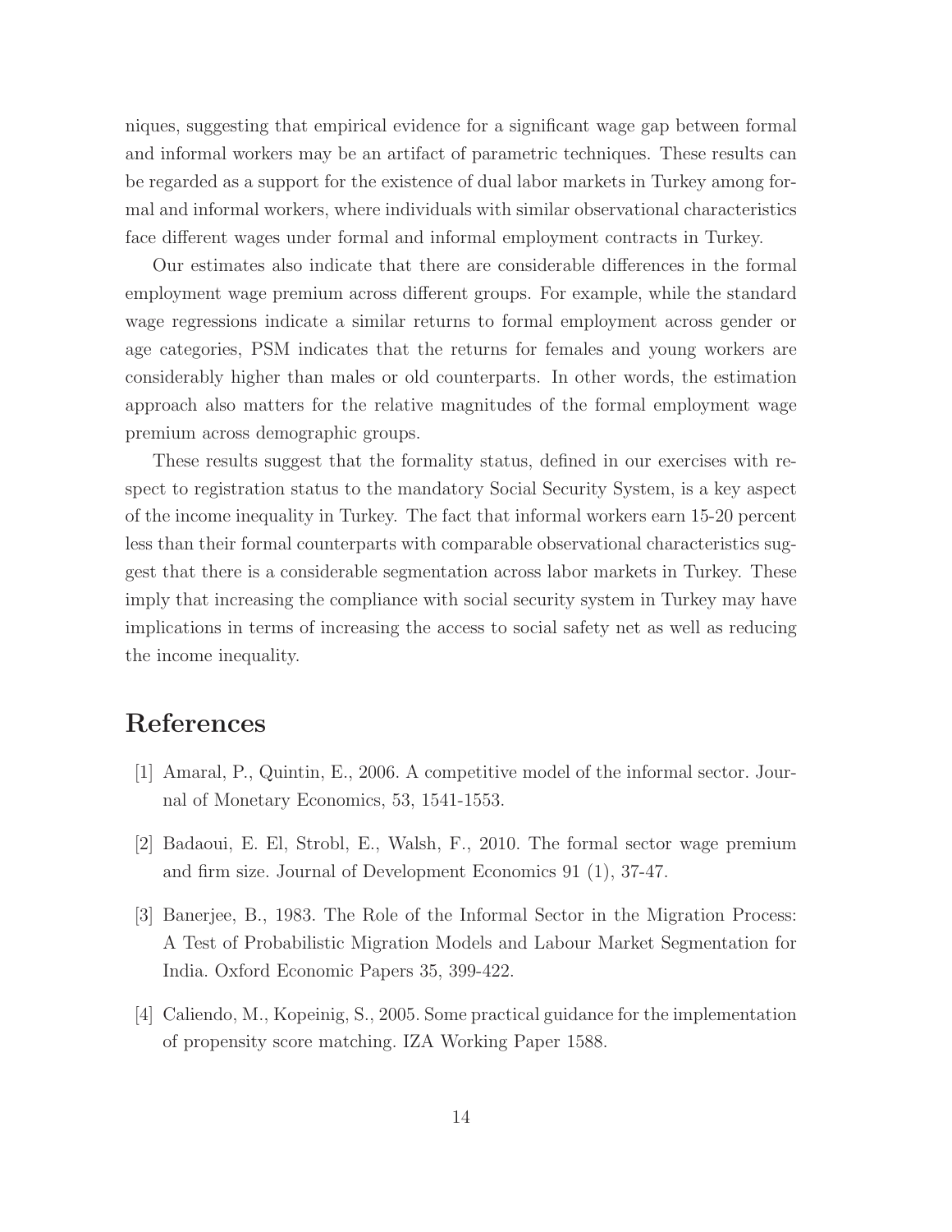niques, suggesting that empirical evidence for a significant wage gap between formal and informal workers may be an artifact of parametric techniques. These results can be regarded as a support for the existence of dual labor markets in Turkey among formal and informal workers, where individuals with similar observational characteristics face different wages under formal and informal employment contracts in Turkey.

Our estimates also indicate that there are considerable differences in the formal employment wage premium across different groups. For example, while the standard wage regressions indicate a similar returns to formal employment across gender or age categories, PSM indicates that the returns for females and young workers are considerably higher than males or old counterparts. In other words, the estimation approach also matters for the relative magnitudes of the formal employment wage premium across demographic groups.

These results suggest that the formality status, defined in our exercises with respect to registration status to the mandatory Social Security System, is a key aspect of the income inequality in Turkey. The fact that informal workers earn 15-20 percent less than their formal counterparts with comparable observational characteristics suggest that there is a considerable segmentation across labor markets in Turkey. These imply that increasing the compliance with social security system in Turkey may have implications in terms of increasing the access to social safety net as well as reducing the income inequality.

# References

[1] Amaral, P., Quintin, E., 2006. A competitive model of the informal sector. Journal of Monetary Economics, 53, 1541-1553.

[2] Badaoui, E. El, Strobl, E., Walsh, F., 2010. The formal sector wage premium and firm size. Journal of Development Economics 91 (1), 37-47.

[3] Banerjee, B., 1983. The Role of the Informal Sector in the Migration Process: A Test of Probabilistic Migration Models and Labour Market Segmentation for India. Oxford Economic Papers 35, 399-422.

[4] Caliendo, M., Kopeinig, S., 2005. Some practical guidance for the implementation of propensity score matching. IZA Working Paper 1588.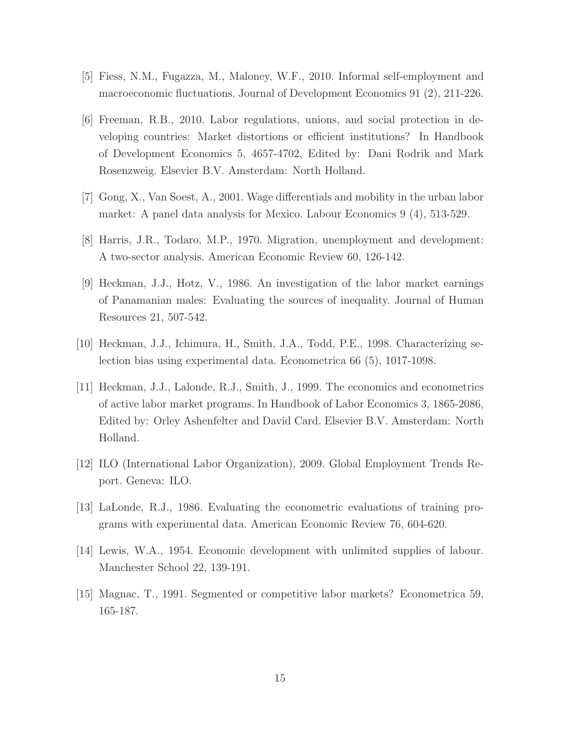[5] Fiess, N.M., Fugazza, M., Maloney, W.F., 2010. Informal self-employment and macroeconomic fluctuations. Journal of Development Economics 91 (2), 211-226.

[6] Freeman, R.B., 2010. Labor regulations, unions, and social protection in developing countries: Market distortions or efficient institutions? In Handbook of Development Economics 5, 4657-4702, Edited by: Dani Rodrik and Mark Rosenzweig. Elsevier B.V. Amsterdam: North Holland.

[7] Gong, X., Van Soest, A., 2001. Wage differentials and mobility in the urban labor market: A panel data analysis for Mexico. Labour Economics 9 (4), 513-529.

[8] Harris, J.R., Todaro, M.P., 1970. Migration, unemployment and development: A two-sector analysis. American Economic Review 60, 126-142.

[9] Heckman, J.J., Hotz, V., 1986. An investigation of the labor market earnings of Panamanian males: Evaluating the sources of inequality. Journal of Human Resources 21, 507-542.

[10] Heckman, J.J., Ichimura, H., Smith, J.A., Todd, P.E., 1998. Characterizing selection bias using experimental data. Econometrica 66 (5), 1017-1098.

[11] Heckman, J.J., Lalonde, R.J., Smith, J., 1999. The economics and econometrics of active labor market programs. In Handbook of Labor Economics 3, 1865-2086, Edited by: Orley Ashenfelter and David Card. Elsevier B.V. Amsterdam: North Holland.

[12] ILO (International Labor Organization), 2009. Global Employment Trends Report. Geneva: ILO.

[13] LaLonde, R.J., 1986. Evaluating the econometric evaluations of training programs with experimental data. American Economic Review 76, 604-620.

[14] Lewis, W.A., 1954. Economic development with unlimited supplies of labour. Manchester School 22, 139-191.

[15] Magnac, T., 1991. Segmented or competitive labor markets? Econometrica 59, 165-187.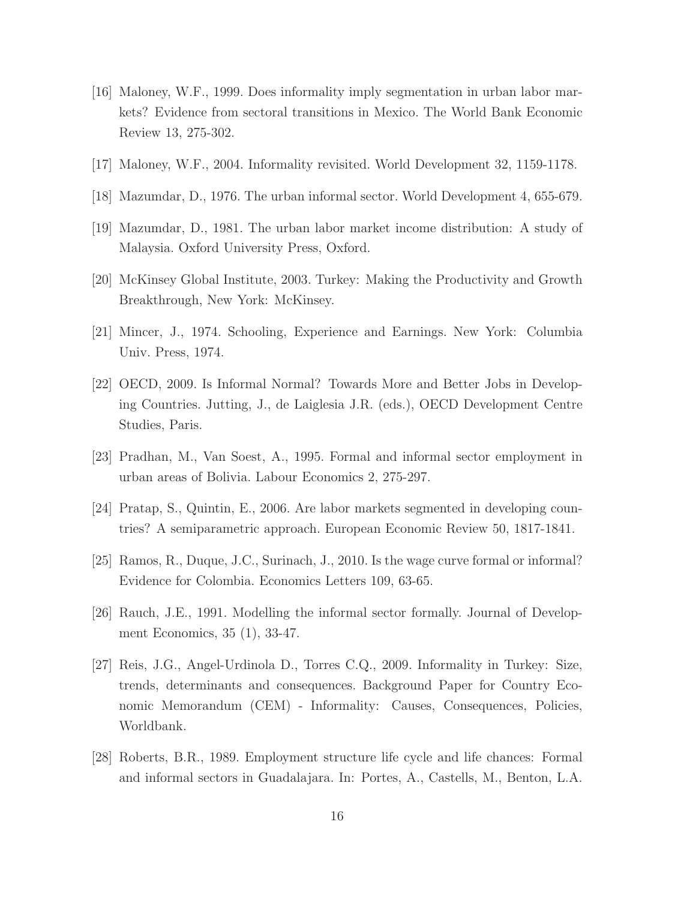[16] Maloney, W.F., 1999. Does informality imply segmentation in urban labor markets? Evidence from sectoral transitions in Mexico. The World Bank Economic Review 13, 275-302.

[17] Maloney, W.F., 2004. Informality revisited. World Development 32, 1159-1178.

[18] Mazumdar, D., 1976. The urban informal sector. World Development 4, 655-679.

[19] Mazumdar, D., 1981. The urban labor market income distribution: A study of Malaysia. Oxford University Press, Oxford.

[20] McKinsey Global Institute, 2003. Turkey: Making the Productivity and Growth Breakthrough, New York: McKinsey.

[21] Mincer, J., 1974. Schooling, Experience and Earnings. New York: Columbia Univ. Press, 1974.

[22] OECD, 2009. Is Informal Normal? Towards More and Better Jobs in Developing Countries. Jutting, J., de Laiglesia J.R. (eds.), OECD Development Centre Studies, Paris.

[23] Pradhan, M., Van Soest, A., 1995. Formal and informal sector employment in urban areas of Bolivia. Labour Economics 2, 275-297.

[24] Pratap, S., Quintin, E., 2006. Are labor markets segmented in developing countries? A semiparametric approach. European Economic Review 50, 1817-1841.

[25] Ramos, R., Duque, J.C., Surinach, J., 2010. Is the wage curve formal or informal? Evidence for Colombia. Economics Letters 109, 63-65.

[26] Rauch, J.E., 1991. Modelling the informal sector formally. Journal of Development Economics, 35 (1), 33-47.

[27] Reis, J.G., Angel-Urdinola D., Torres C.Q., 2009. Informality in Turkey: Size, trends, determinants and consequences. Background Paper for Country Economic Memorandum (CEM) - Informality: Causes, Consequences, Policies, Worldbank.

[28] Roberts, B.R., 1989. Employment structure life cycle and life chances: Formal and informal sectors in Guadalajara. In: Portes, A., Castells, M., Benton, L.A.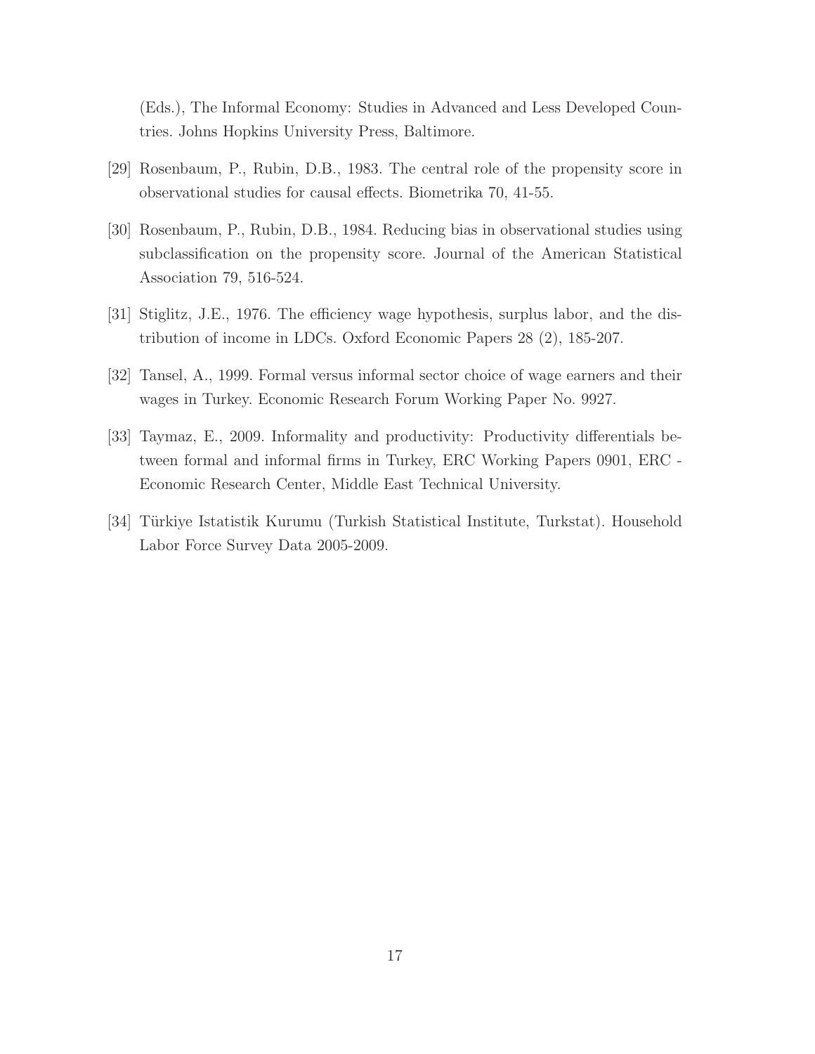(Eds.), The Informal Economy: Studies in Advanced and Less Developed Countries. Johns Hopkins University Press, Baltimore.

[29] Rosenbaum, P., Rubin, D.B., 1983. The central role of the propensity score in observational studies for causal effects. Biometrika 70, 41-55.

[30] Rosenbaum, P., Rubin, D.B., 1984. Reducing bias in observational studies using subclassification on the propensity score. Journal of the American Statistical Association 79, 516-524.

[31] Stiglitz, J.E., 1976. The efficiency wage hypothesis, surplus labor, and the distribution of income in LDCs. Oxford Economic Papers 28 (2), 185-207.

[32] Tansel, A., 1999. Formal versus informal sector choice of wage earners and their wages in Turkey. Economic Research Forum Working Paper No. 9927.

[33] Taymaz, E., 2009. Informality and productivity: Productivity differentials between formal and informal firms in Turkey, ERC Working Papers 0901, ERC - Economic Research Center, Middle East Technical University.

[34] Türkiye Istatistik Kurumu (Turkish Statistical Institute, Turkstat). Household Labor Force Survey Data 2005-2009.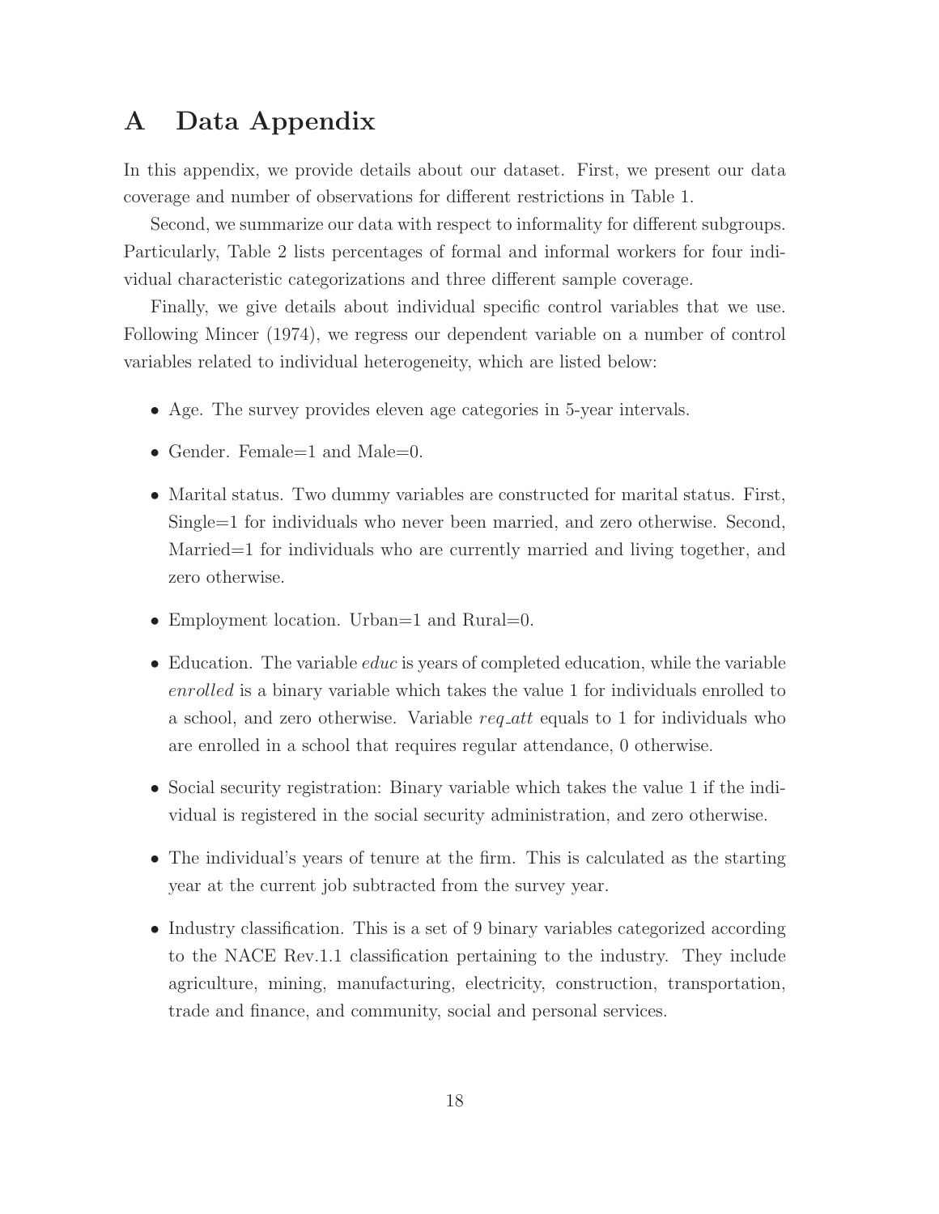# A Data Appendix

In this appendix, we provide details about our dataset. First, we present our data coverage and number of observations for different restrictions in Table 1.

Second, we summarize our data with respect to informality for different subgroups. Particularly, Table 2 lists percentages of formal and informal workers for four individual characteristic categorizations and three different sample coverage.

Finally, we give details about individual specific control variables that we use. Following Mincer (1974), we regress our dependent variable on a number of control variables related to individual heterogeneity, which are listed below:

- Age. The survey provides eleven age categories in 5-year intervals.
- Gender. Female=1 and Male=0.
- Marital status. Two dummy variables are constructed for marital status. First, Single=1 for individuals who never been married, and zero otherwise. Second, Married=1 for individuals who are currently married and living together, and zero otherwise.
- Employment location. Urban=1 and Rural=0.
- Education. The variable *educ* is years of completed education, while the variable *enrolled* is a binary variable which takes the value 1 for individuals enrolled to a school, and zero otherwise. Variable *req_att* equals to 1 for individuals who are enrolled in a school that requires regular attendance, 0 otherwise.
- Social security registration: Binary variable which takes the value 1 if the individual is registered in the social security administration, and zero otherwise.
- The individual's years of tenure at the firm. This is calculated as the starting year at the current job subtracted from the survey year.
- Industry classification. This is a set of 9 binary variables categorized according to the NACE Rev.1.1 classification pertaining to the industry. They include agriculture, mining, manufacturing, electricity, construction, transportation, trade and finance, and community, social and personal services.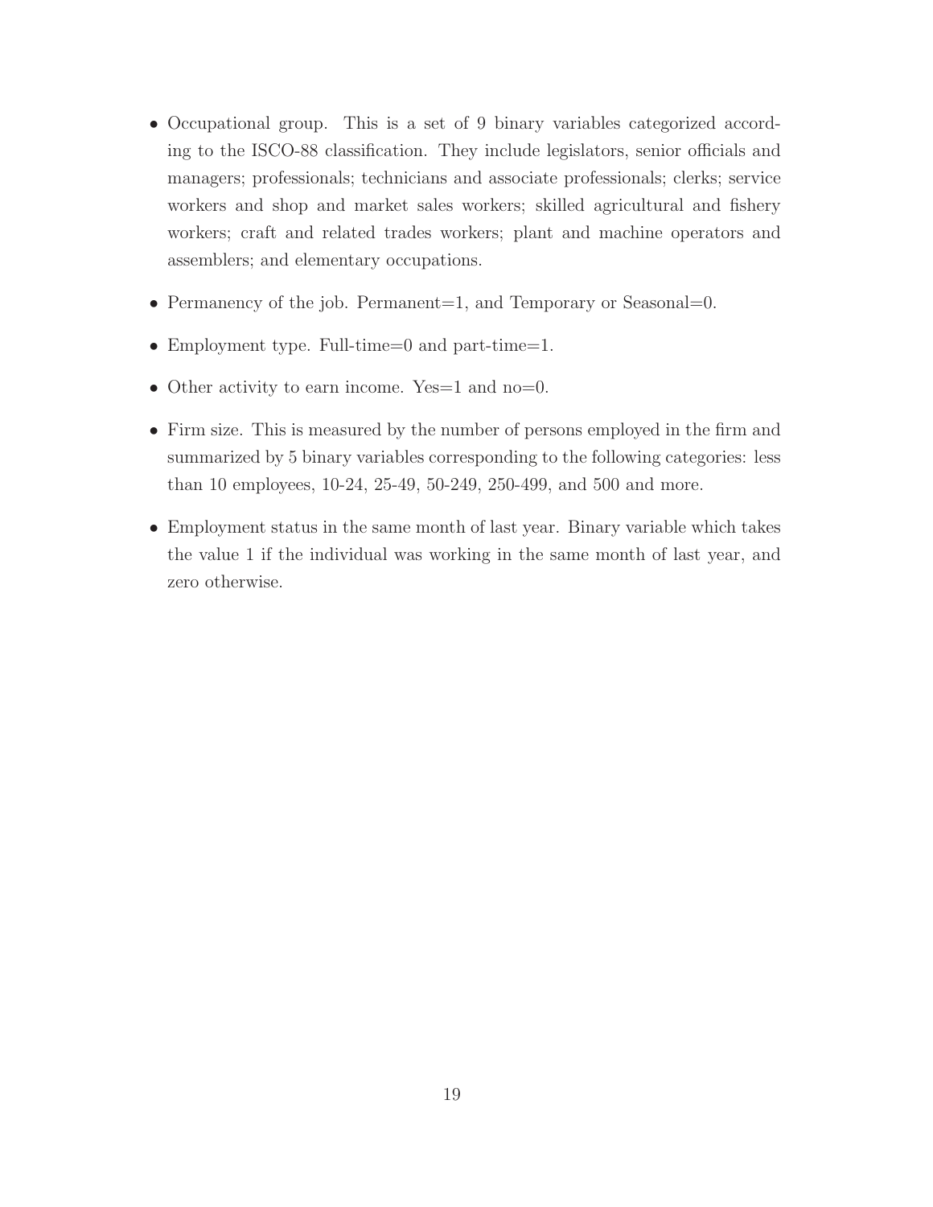- Occupational group. This is a set of 9 binary variables categorized according to the ISCO-88 classification. They include legislators, senior officials and managers; professionals; technicians and associate professionals; clerks; service workers and shop and market sales workers; skilled agricultural and fishery workers; craft and related trades workers; plant and machine operators and assemblers; and elementary occupations.

- Permanency of the job. Permanent=1, and Temporary or Seasonal=0.

- Employment type. Full-time=0 and part-time=1.

- Other activity to earn income. Yes=1 and no=0.

- Firm size. This is measured by the number of persons employed in the firm and summarized by 5 binary variables corresponding to the following categories: less than 10 employees, 10-24, 25-49, 50-249, 250-499, and 500 and more.

- Employment status in the same month of last year. Binary variable which takes the value 1 if the individual was working in the same month of last year, and zero otherwise.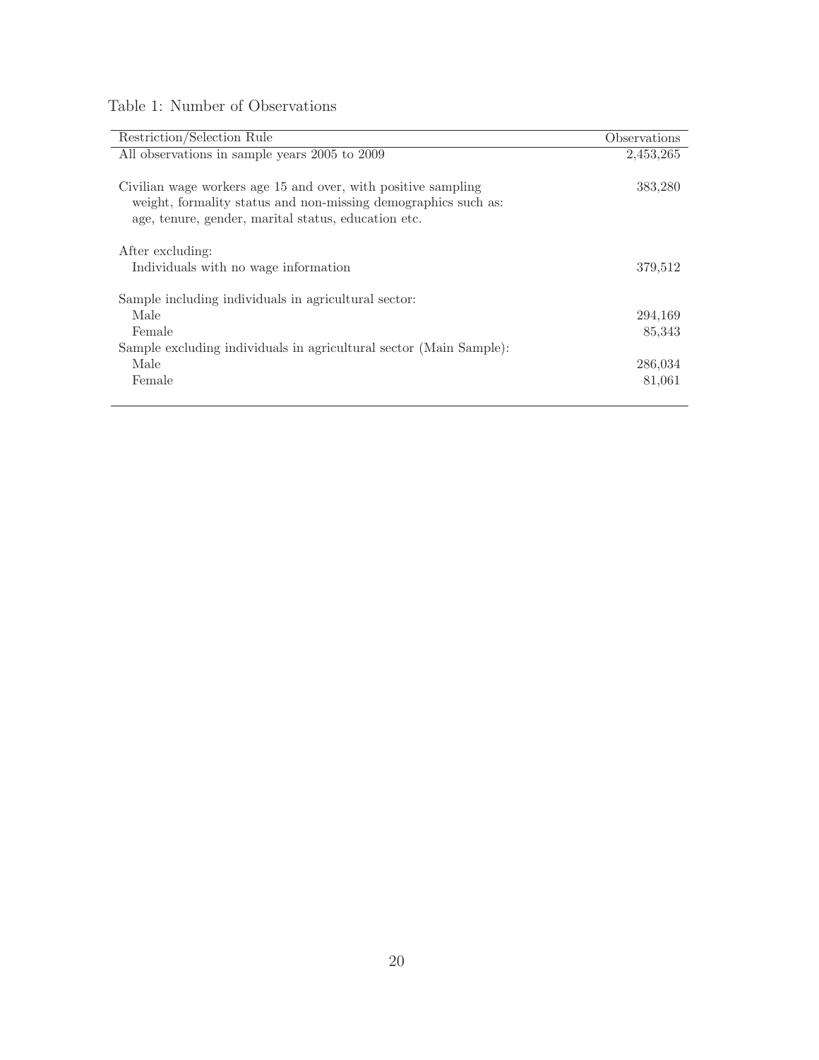Table 1: Number of Observations

| Restriction/Selection Rule | Observations |
|---|---|
| All observations in sample years 2005 to 2009 | 2,453,265 |
| Civilian wage workers age 15 and over, with positive sampling weight, formality status and non-missing demographics such as: age, tenure, gender, marital status, education etc. | 383,280 |
| After excluding: | |
| Individuals with no wage information | 379,512 |
| Sample including individuals in agricultural sector: | |
| Male | 294,169 |
| Female | 85,343 |
| Sample excluding individuals in agricultural sector (Main Sample): | |
| Male | 286,034 |
| Female | 81,061 |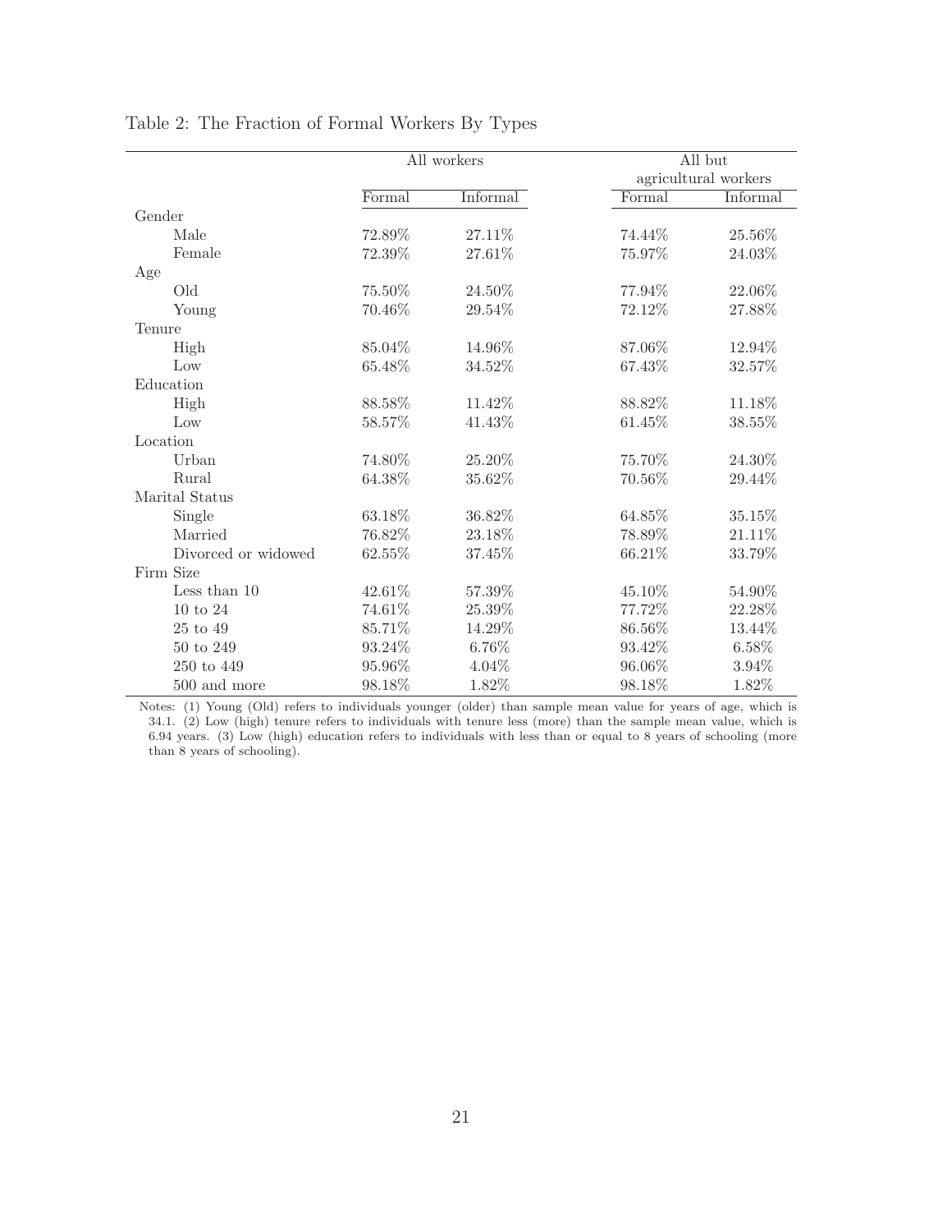Table 2: The Fraction of Formal Workers By Types

| | All workers | | All but agricultural workers | |
|---|---|---|---|---|
| | Formal | Informal | Formal | Informal |
| Gender | | | | |
| Male | 72.89% | 27.11% | 74.44% | 25.56% |
| Female | 72.39% | 27.61% | 75.97% | 24.03% |
| Age | | | | |
| Old | 75.50% | 24.50% | 77.94% | 22.06% |
| Young | 70.46% | 29.54% | 72.12% | 27.88% |
| Tenure | | | | |
| High | 85.04% | 14.96% | 87.06% | 12.94% |
| Low | 65.48% | 34.52% | 67.43% | 32.57% |
| Education | | | | |
| High | 88.58% | 11.42% | 88.82% | 11.18% |
| Low | 58.57% | 41.43% | 61.45% | 38.55% |
| Location | | | | |
| Urban | 74.80% | 25.20% | 75.70% | 24.30% |
| Rural | 64.38% | 35.62% | 70.56% | 29.44% |
| Marital Status | | | | |
| Single | 63.18% | 36.82% | 64.85% | 35.15% |
| Married | 76.82% | 23.18% | 78.89% | 21.11% |
| Divorced or widowed | 62.55% | 37.45% | 66.21% | 33.79% |
| Firm Size | | | | |
| Less than 10 | 42.61% | 57.39% | 45.10% | 54.90% |
| 10 to 24 | 74.61% | 25.39% | 77.72% | 22.28% |
| 25 to 49 | 85.71% | 14.29% | 86.56% | 13.44% |
| 50 to 249 | 93.24% | 6.76% | 93.42% | 6.58% |
| 250 to 449 | 95.96% | 4.04% | 96.06% | 3.94% |
| 500 and more | 98.18% | 1.82% | 98.18% | 1.82% |

Notes: (1) Young (Old) refers to individuals younger (older) than sample mean value for years of age, which is 34.1. (2) Low (high) tenure refers to individuals with tenure less (more) than the sample mean value, which is 6.94 years. (3) Low (high) education refers to individuals with less than or equal to 8 years of schooling (more than 8 years of schooling).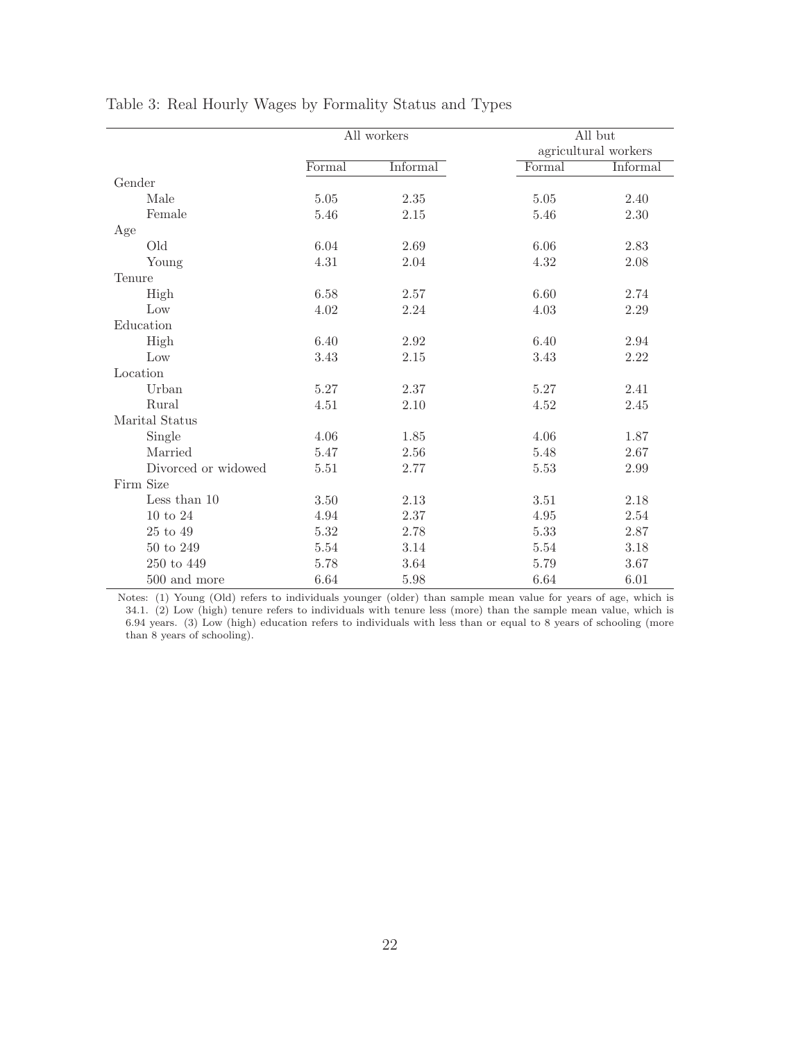Table 3: Real Hourly Wages by Formality Status and Types

| | All workers | | All but agricultural workers | |
|---|---|---|---|---|
| | Formal | Informal | Formal | Informal |
| Gender | | | | |
| Male | 5.05 | 2.35 | 5.05 | 2.40 |
| Female | 5.46 | 2.15 | 5.46 | 2.30 |
| Age | | | | |
| Old | 6.04 | 2.69 | 6.06 | 2.83 |
| Young | 4.31 | 2.04 | 4.32 | 2.08 |
| Tenure | | | | |
| High | 6.58 | 2.57 | 6.60 | 2.74 |
| Low | 4.02 | 2.24 | 4.03 | 2.29 |
| Education | | | | |
| High | 6.40 | 2.92 | 6.40 | 2.94 |
| Low | 3.43 | 2.15 | 3.43 | 2.22 |
| Location | | | | |
| Urban | 5.27 | 2.37 | 5.27 | 2.41 |
| Rural | 4.51 | 2.10 | 4.52 | 2.45 |
| Marital Status | | | | |
| Single | 4.06 | 1.85 | 4.06 | 1.87 |
| Married | 5.47 | 2.56 | 5.48 | 2.67 |
| Divorced or widowed | 5.51 | 2.77 | 5.53 | 2.99 |
| Firm Size | | | | |
| Less than 10 | 3.50 | 2.13 | 3.51 | 2.18 |
| 10 to 24 | 4.94 | 2.37 | 4.95 | 2.54 |
| 25 to 49 | 5.32 | 2.78 | 5.33 | 2.87 |
| 50 to 249 | 5.54 | 3.14 | 5.54 | 3.18 |
| 250 to 449 | 5.78 | 3.64 | 5.79 | 3.67 |
| 500 and more | 6.64 | 5.98 | 6.64 | 6.01 |

Notes: (1) Young (Old) refers to individuals younger (older) than sample mean value for years of age, which is 34.1. (2) Low (high) tenure refers to individuals with tenure less (more) than the sample mean value, which is 6.94 years. (3) Low (high) education refers to individuals with less than or equal to 8 years of schooling (more than 8 years of schooling).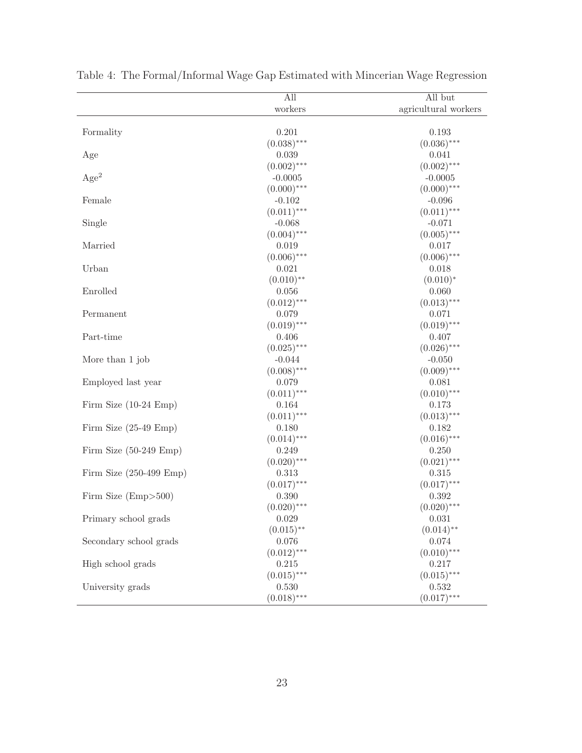Table 4: The Formal/Informal Wage Gap Estimated with Mincerian Wage Regression

| | All workers | All but agricultural workers |
|---|---|---|
| Formality | 0.201 | 0.193 |
| | (0.038)*** | (0.036)*** |
| Age | 0.039 | 0.041 |
| | (0.002)*** | (0.002)*** |
| Age$^2$ | -0.0005 | -0.0005 |
| | (0.000)*** | (0.000)*** |
| Female | -0.102 | -0.096 |
| | (0.011)*** | (0.011)*** |
| Single | -0.068 | -0.071 |
| | (0.004)*** | (0.005)*** |
| Married | 0.019 | 0.017 |
| | (0.006)*** | (0.006)*** |
| Urban | 0.021 | 0.018 |
| | (0.010)** | (0.010)* |
| Enrolled | 0.056 | 0.060 |
| | (0.012)*** | (0.013)*** |
| Permanent | 0.079 | 0.071 |
| | (0.019)*** | (0.019)*** |
| Part-time | 0.406 | 0.407 |
| | (0.025)*** | (0.026)*** |
| More than 1 job | -0.044 | -0.050 |
| | (0.008)*** | (0.009)*** |
| Employed last year | 0.079 | 0.081 |
| | (0.011)*** | (0.010)*** |
| Firm Size (10-24 Emp) | 0.164 | 0.173 |
| | (0.011)*** | (0.013)*** |
| Firm Size (25-49 Emp) | 0.180 | 0.182 |
| | (0.014)*** | (0.016)*** |
| Firm Size (50-249 Emp) | 0.249 | 0.250 |
| | (0.020)*** | (0.021)*** |
| Firm Size (250-499 Emp) | 0.313 | 0.315 |
| | (0.017)*** | (0.017)*** |
| Firm Size (Emp>500) | 0.390 | 0.392 |
| | (0.020)*** | (0.020)*** |
| Primary school grads | 0.029 | 0.031 |
| | (0.015)** | (0.014)** |
| Secondary school grads | 0.076 | 0.074 |
| | (0.012)*** | (0.010)*** |
| High school grads | 0.215 | 0.217 |
| | (0.015)*** | (0.015)*** |
| University grads | 0.530 | 0.532 |
| | (0.018)*** | (0.017)*** |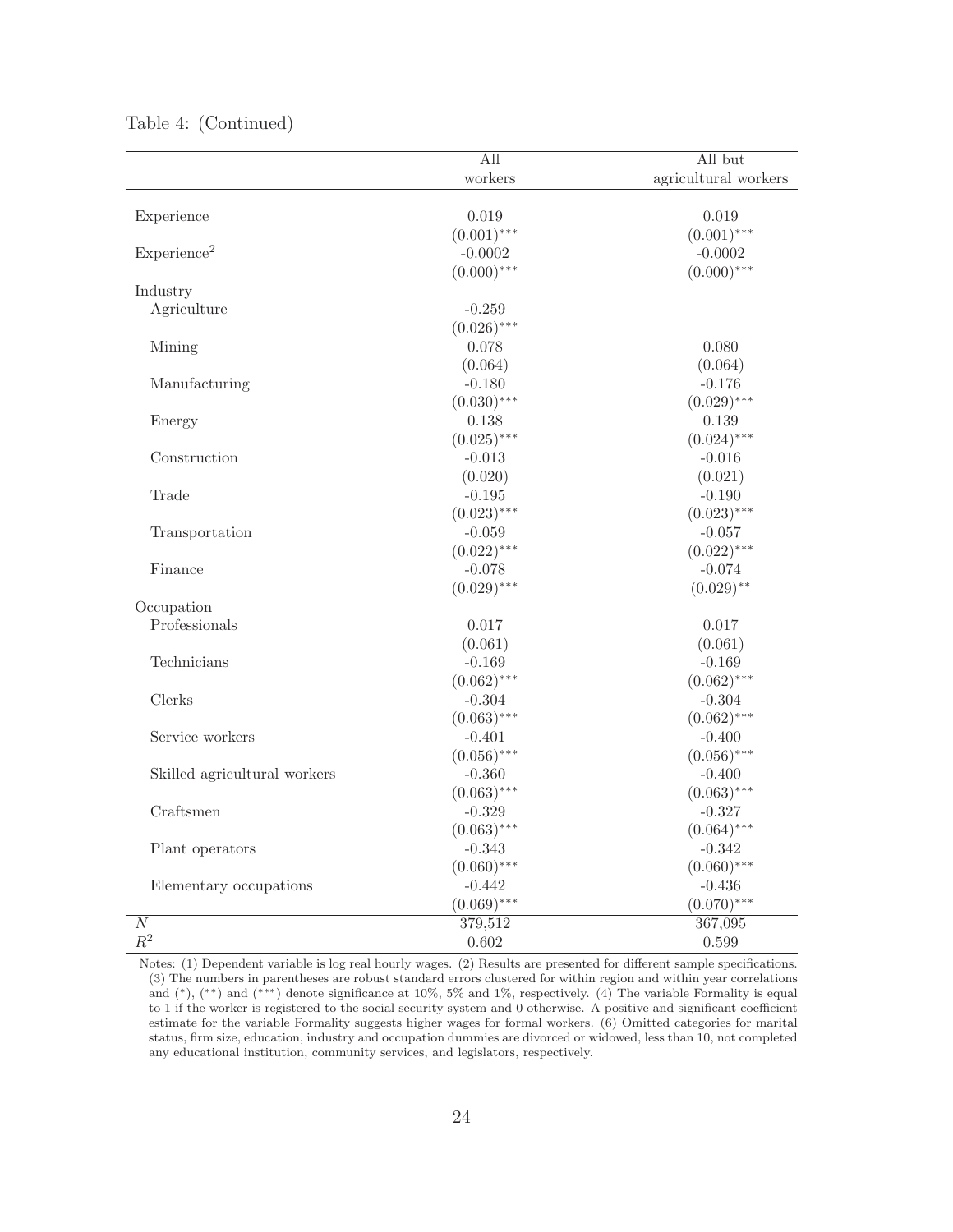Table 4: (Continued)

| | All workers | All but agricultural workers |
|---|---|---|
| Experience | 0.019 | 0.019 |
| | $(0.001)^{***}$ | $(0.001)^{***}$ |
| Experience$^2$ | -0.0002 | -0.0002 |
| | $(0.000)^{***}$ | $(0.000)^{***}$ |
| Industry | | |
| Agriculture | -0.259 | |
| | $(0.026)^{***}$ | |
| Mining | 0.078 | 0.080 |
| | (0.064) | (0.064) |
| Manufacturing | -0.180 | -0.176 |
| | $(0.030)^{***}$ | $(0.029)^{***}$ |
| Energy | 0.138 | 0.139 |
| | $(0.025)^{***}$ | $(0.024)^{***}$ |
| Construction | -0.013 | -0.016 |
| | (0.020) | (0.021) |
| Trade | -0.195 | -0.190 |
| | $(0.023)^{***}$ | $(0.023)^{***}$ |
| Transportation | -0.059 | -0.057 |
| | $(0.022)^{***}$ | $(0.022)^{***}$ |
| Finance | -0.078 | -0.074 |
| | $(0.029)^{***}$ | $(0.029)^{**}$ |
| Occupation | | |
| Professionals | 0.017 | 0.017 |
| | (0.061) | (0.061) |
| Technicians | -0.169 | -0.169 |
| | $(0.062)^{***}$ | $(0.062)^{***}$ |
| Clerks | -0.304 | -0.304 |
| | $(0.063)^{***}$ | $(0.062)^{***}$ |
| Service workers | -0.401 | -0.400 |
| | $(0.056)^{***}$ | $(0.056)^{***}$ |
| Skilled agricultural workers | -0.360 | -0.400 |
| | $(0.063)^{***}$ | $(0.063)^{***}$ |
| Craftsmen | -0.329 | -0.327 |
| | $(0.063)^{***}$ | $(0.064)^{***}$ |
| Plant operators | -0.343 | -0.342 |
| | $(0.060)^{***}$ | $(0.060)^{***}$ |
| Elementary occupations | -0.442 | -0.436 |
| | $(0.069)^{***}$ | $(0.070)^{***}$ |
| $N$ | 379,512 | 367,095 |
| $R^2$ | 0.602 | 0.599 |

Notes: (1) Dependent variable is log real hourly wages. (2) Results are presented for different sample specifications. (3) The numbers in parentheses are robust standard errors clustered for within region and within year correlations and (*), (**) and (***) denote significance at 10%, 5% and 1%, respectively. (4) The variable Formality is equal to 1 if the worker is registered to the social security system and 0 otherwise. A positive and significant coefficient estimate for the variable Formality suggests higher wages for formal workers. (6) Omitted categories for marital status, firm size, education, industry and occupation dummies are divorced or widowed, less than 10, not completed any educational institution, community services, and legislators, respectively.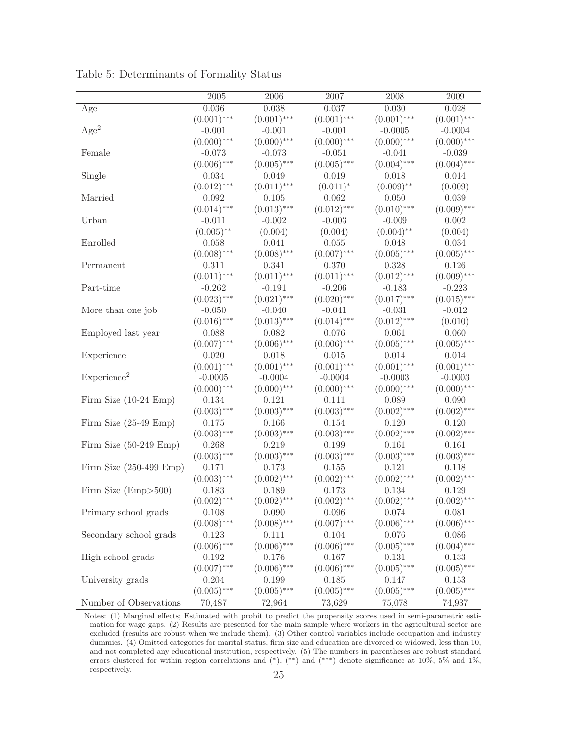Table 5: Determinants of Formality Status

| | 2005 | 2006 | 2007 | 2008 | 2009 |
|---|---|---|---|---|---|
| Age | 0.036 | 0.038 | 0.037 | 0.030 | 0.028 |
| | $(0.001)^{***}$ | $(0.001)^{***}$ | $(0.001)^{***}$ | $(0.001)^{***}$ | $(0.001)^{***}$ |
| Age$^2$ | -0.001 | -0.001 | -0.001 | -0.0005 | -0.0004 |
| | $(0.000)^{***}$ | $(0.000)^{***}$ | $(0.000)^{***}$ | $(0.000)^{***}$ | $(0.000)^{***}$ |
| Female | -0.073 | -0.073 | -0.051 | -0.041 | -0.039 |
| | $(0.006)^{***}$ | $(0.005)^{***}$ | $(0.005)^{***}$ | $(0.004)^{***}$ | $(0.004)^{***}$ |
| Single | 0.034 | 0.049 | 0.019 | 0.018 | 0.014 |
| | $(0.012)^{***}$ | $(0.011)^{***}$ | $(0.011)^{*}$ | $(0.009)^{**}$ | (0.009) |
| Married | 0.092 | 0.105 | 0.062 | 0.050 | 0.039 |
| | $(0.014)^{***}$ | $(0.013)^{***}$ | $(0.012)^{***}$ | $(0.010)^{***}$ | $(0.009)^{***}$ |
| Urban | -0.011 | -0.002 | -0.003 | -0.009 | 0.002 |
| | $(0.005)^{**}$ | (0.004) | (0.004) | $(0.004)^{**}$ | (0.004) |
| Enrolled | 0.058 | 0.041 | 0.055 | 0.048 | 0.034 |
| | $(0.008)^{***}$ | $(0.008)^{***}$ | $(0.007)^{***}$ | $(0.005)^{***}$ | $(0.005)^{***}$ |
| Permanent | 0.311 | 0.341 | 0.370 | 0.328 | 0.126 |
| | $(0.011)^{***}$ | $(0.011)^{***}$ | $(0.011)^{***}$ | $(0.012)^{***}$ | $(0.009)^{***}$ |
| Part-time | -0.262 | -0.191 | -0.206 | -0.183 | -0.223 |
| | $(0.023)^{***}$ | $(0.021)^{***}$ | $(0.020)^{***}$ | $(0.017)^{***}$ | $(0.015)^{***}$ |
| More than one job | -0.050 | -0.040 | -0.041 | -0.031 | -0.012 |
| | $(0.016)^{***}$ | $(0.013)^{***}$ | $(0.014)^{***}$ | $(0.012)^{***}$ | (0.010) |
| Employed last year | 0.088 | 0.082 | 0.076 | 0.061 | 0.060 |
| | $(0.007)^{***}$ | $(0.006)^{***}$ | $(0.006)^{***}$ | $(0.005)^{***}$ | $(0.005)^{***}$ |
| Experience | 0.020 | 0.018 | 0.015 | 0.014 | 0.014 |
| | $(0.001)^{***}$ | $(0.001)^{***}$ | $(0.001)^{***}$ | $(0.001)^{***}$ | $(0.001)^{***}$ |
| Experience$^2$ | -0.0005 | -0.0004 | -0.0004 | -0.0003 | -0.0003 |
| | $(0.000)^{***}$ | $(0.000)^{***}$ | $(0.000)^{***}$ | $(0.000)^{***}$ | $(0.000)^{***}$ |
| Firm Size (10-24 Emp) | 0.134 | 0.121 | 0.111 | 0.089 | 0.090 |
| | $(0.003)^{***}$ | $(0.003)^{***}$ | $(0.003)^{***}$ | $(0.002)^{***}$ | $(0.002)^{***}$ |
| Firm Size (25-49 Emp) | 0.175 | 0.166 | 0.154 | 0.120 | 0.120 |
| | $(0.003)^{***}$ | $(0.003)^{***}$ | $(0.003)^{***}$ | $(0.002)^{***}$ | $(0.002)^{***}$ |
| Firm Size (50-249 Emp) | 0.268 | 0.219 | 0.199 | 0.161 | 0.161 |
| | $(0.003)^{***}$ | $(0.003)^{***}$ | $(0.003)^{***}$ | $(0.003)^{***}$ | $(0.003)^{***}$ |
| Firm Size (250-499 Emp) | 0.171 | 0.173 | 0.155 | 0.121 | 0.118 |
| | $(0.003)^{***}$ | $(0.002)^{***}$ | $(0.002)^{***}$ | $(0.002)^{***}$ | $(0.002)^{***}$ |
| Firm Size (Emp>500) | 0.183 | 0.189 | 0.173 | 0.134 | 0.129 |
| | $(0.002)^{***}$ | $(0.002)^{***}$ | $(0.002)^{***}$ | $(0.002)^{***}$ | $(0.002)^{***}$ |
| Primary school grads | 0.108 | 0.090 | 0.096 | 0.074 | 0.081 |
| | $(0.008)^{***}$ | $(0.008)^{***}$ | $(0.007)^{***}$ | $(0.006)^{***}$ | $(0.006)^{***}$ |
| Secondary school grads | 0.123 | 0.111 | 0.104 | 0.076 | 0.086 |
| | $(0.006)^{***}$ | $(0.006)^{***}$ | $(0.006)^{***}$ | $(0.005)^{***}$ | $(0.004)^{***}$ |
| High school grads | 0.192 | 0.176 | 0.167 | 0.131 | 0.133 |
| | $(0.007)^{***}$ | $(0.006)^{***}$ | $(0.006)^{***}$ | $(0.005)^{***}$ | $(0.005)^{***}$ |
| University grads | 0.204 | 0.199 | 0.185 | 0.147 | 0.153 |
| | $(0.005)^{***}$ | $(0.005)^{***}$ | $(0.005)^{***}$ | $(0.005)^{***}$ | $(0.005)^{***}$ |
| Number of Observations | 70,487 | 72,964 | 73,629 | 75,078 | 74,937 |

Notes: (1) Marginal effects; Estimated with probit to predict the propensity scores used in semi-parametric estimation for wage gaps. (2) Results are presented for the main sample where workers in the agricultural sector are excluded (results are robust when we include them). (3) Other control variables include occupation and industry dummies. (4) Omitted categories for marital status, firm size and education are divorced or widowed, less than 10, and not completed any educational institution, respectively. (5) The numbers in parentheses are robust standard errors clustered for within region correlations and (*), (**) and (***) denote significance at 10%, 5% and 1%, respectively.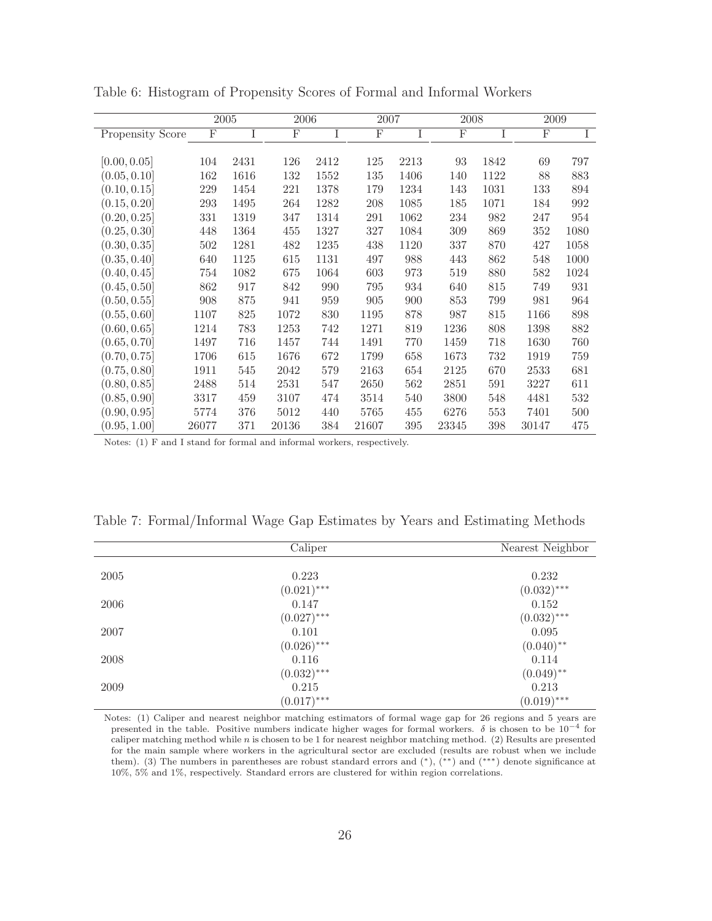Table 6: Histogram of Propensity Scores of Formal and Informal Workers

| | 2005 | | 2006 | | 2007 | | 2008 | | 2009 | |
|---|---|---|---|---|---|---|---|---|---|---|
| Propensity Score | F | I | F | I | F | I | F | I | F | I |
| [0.00, 0.05] | 104 | 2431 | 126 | 2412 | 125 | 2213 | 93 | 1842 | 69 | 797 |
| (0.05, 0.10] | 162 | 1616 | 132 | 1552 | 135 | 1406 | 140 | 1122 | 88 | 883 |
| (0.10, 0.15] | 229 | 1454 | 221 | 1378 | 179 | 1234 | 143 | 1031 | 133 | 894 |
| (0.15, 0.20] | 293 | 1495 | 264 | 1282 | 208 | 1085 | 185 | 1071 | 184 | 992 |
| (0.20, 0.25] | 331 | 1319 | 347 | 1314 | 291 | 1062 | 234 | 982 | 247 | 954 |
| (0.25, 0.30] | 448 | 1364 | 455 | 1327 | 327 | 1084 | 309 | 869 | 352 | 1080 |
| (0.30, 0.35] | 502 | 1281 | 482 | 1235 | 438 | 1120 | 337 | 870 | 427 | 1058 |
| (0.35, 0.40] | 640 | 1125 | 615 | 1131 | 497 | 988 | 443 | 862 | 548 | 1000 |
| (0.40, 0.45] | 754 | 1082 | 675 | 1064 | 603 | 973 | 519 | 880 | 582 | 1024 |
| (0.45, 0.50] | 862 | 917 | 842 | 990 | 795 | 934 | 640 | 815 | 749 | 931 |
| (0.50, 0.55] | 908 | 875 | 941 | 959 | 905 | 900 | 853 | 799 | 981 | 964 |
| (0.55, 0.60] | 1107 | 825 | 1072 | 830 | 1195 | 878 | 987 | 815 | 1166 | 898 |
| (0.60, 0.65] | 1214 | 783 | 1253 | 742 | 1271 | 819 | 1236 | 808 | 1398 | 882 |
| (0.65, 0.70] | 1497 | 716 | 1457 | 744 | 1491 | 770 | 1459 | 718 | 1630 | 760 |
| (0.70, 0.75] | 1706 | 615 | 1676 | 672 | 1799 | 658 | 1673 | 732 | 1919 | 759 |
| (0.75, 0.80] | 1911 | 545 | 2042 | 579 | 2163 | 654 | 2125 | 670 | 2533 | 681 |
| (0.80, 0.85] | 2488 | 514 | 2531 | 547 | 2650 | 562 | 2851 | 591 | 3227 | 611 |
| (0.85, 0.90] | 3317 | 459 | 3107 | 474 | 3514 | 540 | 3800 | 548 | 4481 | 532 |
| (0.90, 0.95] | 5774 | 376 | 5012 | 440 | 5765 | 455 | 6276 | 553 | 7401 | 500 |
| (0.95, 1.00] | 26077 | 371 | 20136 | 384 | 21607 | 395 | 23345 | 398 | 30147 | 475 |

Notes: (1) F and I stand for formal and informal workers, respectively.

Table 7: Formal/Informal Wage Gap Estimates by Years and Estimating Methods

| | Caliper | Nearest Neighbor |
|---|---|---|
| 2005 | 0.223 | 0.232 |
| | $(0.021)^{***}$ | $(0.032)^{***}$ |
| 2006 | 0.147 | 0.152 |
| | $(0.027)^{***}$ | $(0.032)^{***}$ |
| 2007 | 0.101 | 0.095 |
| | $(0.026)^{***}$ | $(0.040)^{**}$ |
| 2008 | 0.116 | 0.114 |
| | $(0.032)^{***}$ | $(0.049)^{**}$ |
| 2009 | 0.215 | 0.213 |
| | $(0.017)^{***}$ | $(0.019)^{***}$ |

Notes: (1) Caliper and nearest neighbor matching estimators of formal wage gap for 26 regions and 5 years are presented in the table. Positive numbers indicate higher wages for formal workers. $\delta$ is chosen to be $10^{-4}$ for caliper matching method while $n$ is chosen to be 1 for nearest neighbor matching method. (2) Results are presented for the main sample where workers in the agricultural sector are excluded (results are robust when we include them). (3) The numbers in parentheses are robust standard errors and $(^{*})$, $(^{**})$ and $(^{***})$ denote significance at 10%, 5% and 1%, respectively. Standard errors are clustered for within region correlations.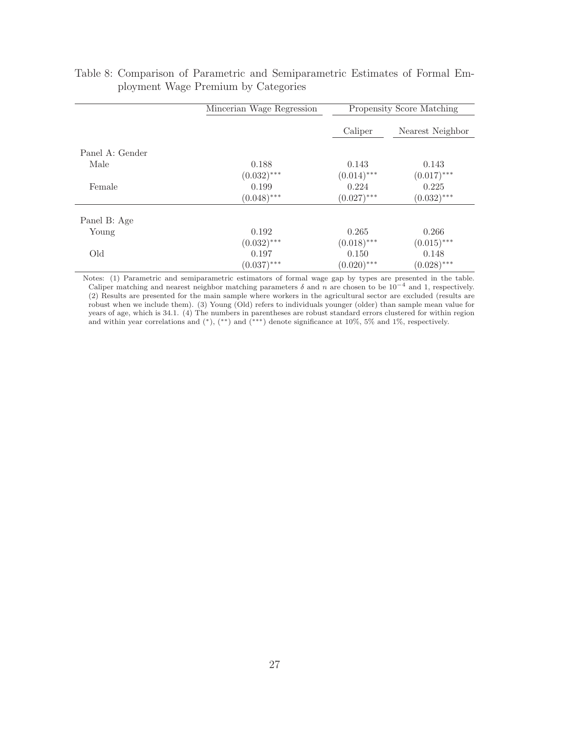Table 8: Comparison of Parametric and Semiparametric Estimates of Formal Employment Wage Premium by Categories

| | Minceerian Wage Regression | Propensity Score Matching | |
|---|---|---|---|
| | | Caliper | Nearest Neighbor |
| Panel A: Gender | | | |
| Male | 0.188 | 0.143 | 0.143 |
| | (0.032)*** | (0.014)*** | (0.017)*** |
| Female | 0.199 | 0.224 | 0.225 |
| | (0.048)*** | (0.027)*** | (0.032)*** |
| Panel B: Age | | | |
| Young | 0.192 | 0.265 | 0.266 |
| | (0.032)*** | (0.018)*** | (0.015)*** |
| Old | 0.197 | 0.150 | 0.148 |
| | (0.037)*** | (0.020)*** | (0.028)*** |

Notes: (1) Parametric and semiparametric estimators of formal wage gap by types are presented in the table. Caliper matching and nearest neighbor matching parameters $\delta$ and $n$ are chosen to be $10^{-4}$ and 1, respectively. (2) Results are presented for the main sample where workers in the agricultural sector are excluded (results are robust when we include them). (3) Young (Old) refers to individuals younger (older) than sample mean value for years of age, which is 34.1. (4) The numbers in parentheses are robust standard errors clustered for within region and within year correlations and (*), (**) and (***) denote significance at 10%, 5% and 1%, respectively.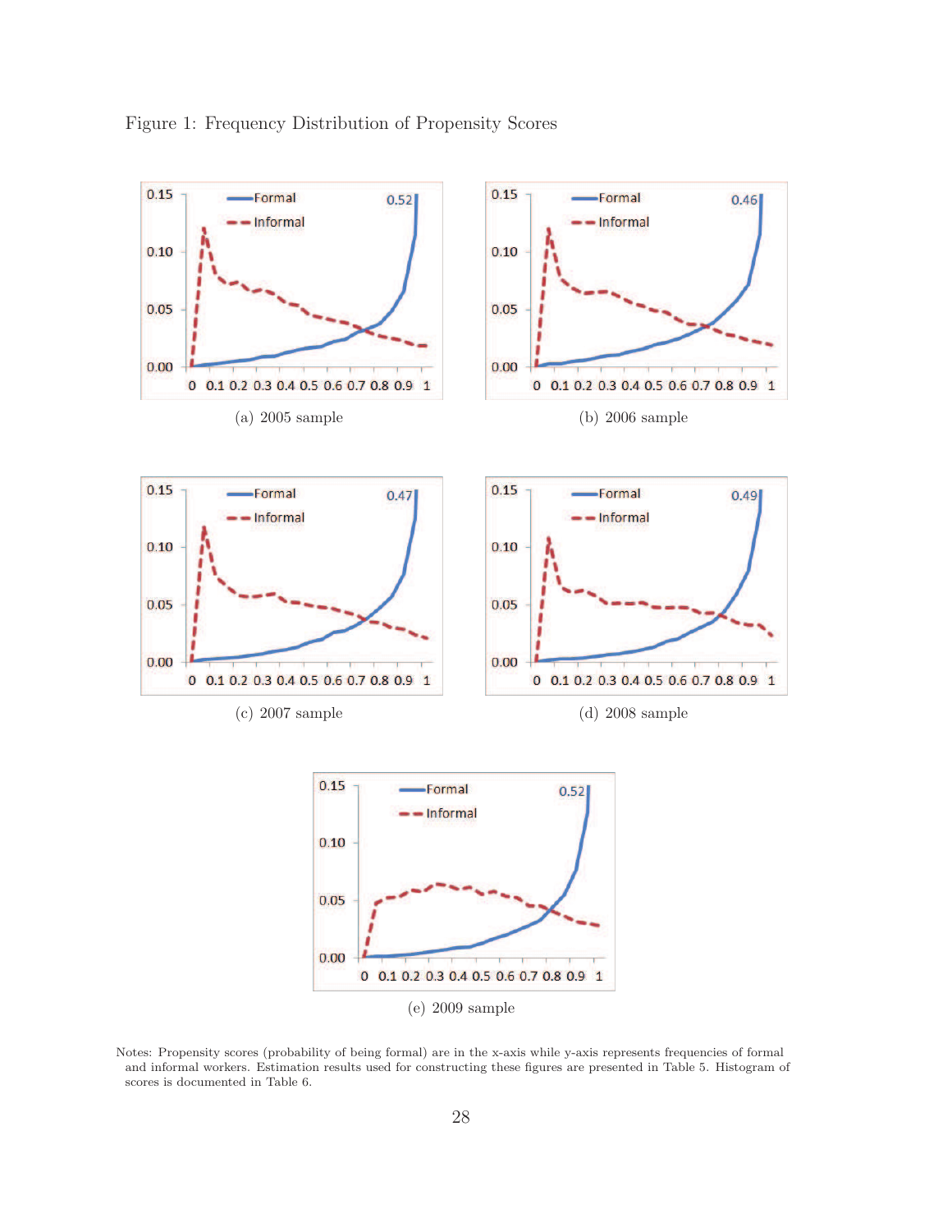Figure 1: Frequency Distribution of Propensity Scores

(a) 2005 sample

(b) 2006 sample

(c) 2007 sample

(d) 2008 sample

(e) 2009 sample

Notes: Propensity scores (probability of being formal) are in the x-axis while y-axis represents frequencies of formal and informal workers. Estimation results used for constructing these figures are presented in Table 5. Histogram of scores is documented in Table 6.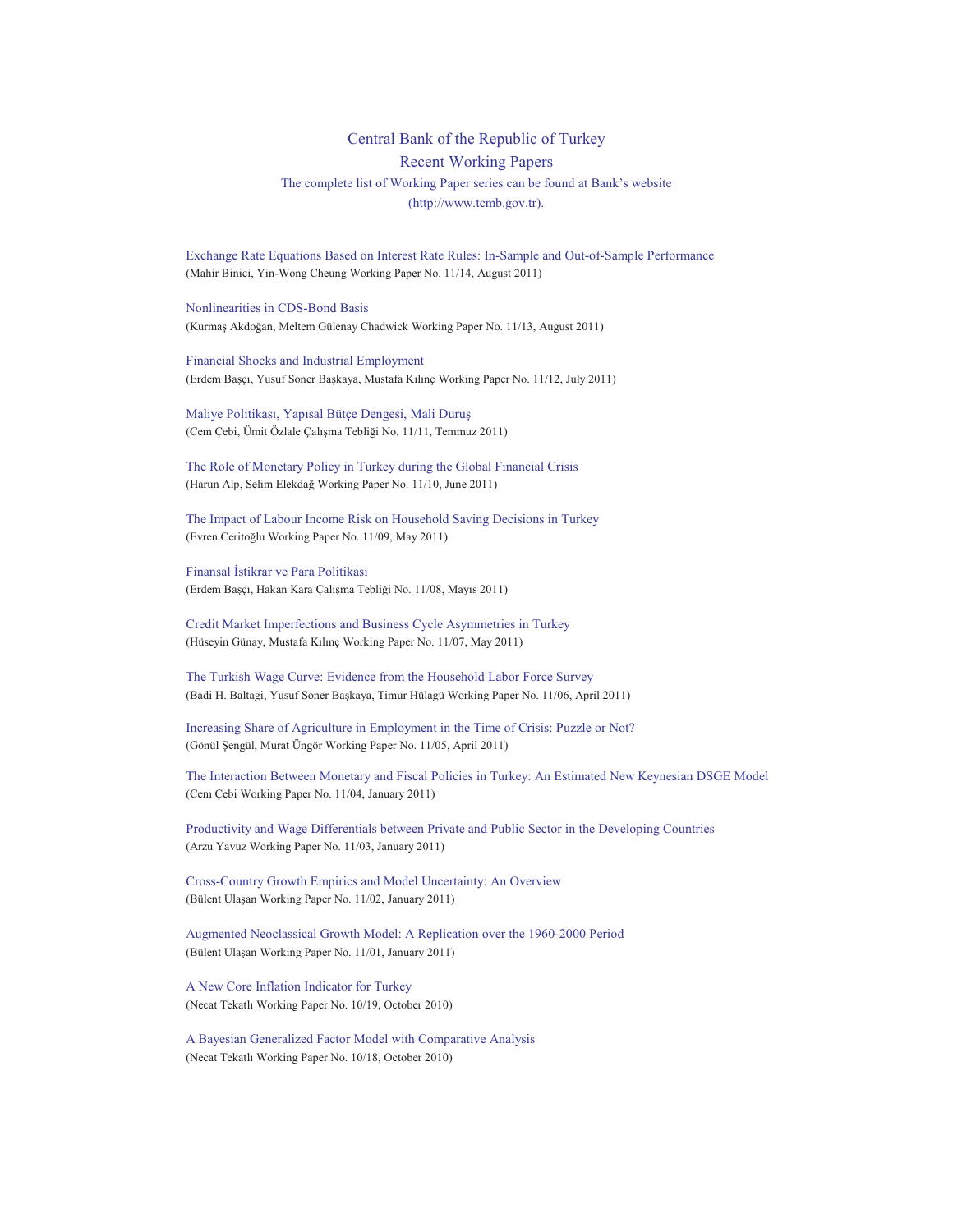# Central Bank of the Republic of Turkey

## Recent Working Papers

The complete list of Working Paper series can be found at Bank's website (http://www.tcmb.gov.tr).

Exchange Rate Equations Based on Interest Rate Rules: In-Sample and Out-of-Sample Performance
(Mahir Binici, Yin-Wong Cheung Working Paper No. 11/14, August 2011)

Nonlinearities in CDS-Bond Basis
(Kurmaş Akdoğan, Meltem Gülenay Chadwick Working Paper No. 11/13, August 2011)

Financial Shocks and Industrial Employment
(Erdem Başçı, Yusuf Soner Başkaya, Mustafa Kılınç Working Paper No. 11/12, July 2011)

Maliye Politikası, Yapısal Bütçe Dengesi, Mali Duruş
(Cem Çebi, Ümit Özlale Çalışma Tebliği No. 11/11, Temmuz 2011)

The Role of Monetary Policy in Turkey during the Global Financial Crisis
(Harun Alp, Selim Elekdağ Working Paper No. 11/10, June 2011)

The Impact of Labour Income Risk on Household Saving Decisions in Turkey
(Evren Ceritoğlu Working Paper No. 11/09, May 2011)

Finansal İstikrar ve Para Politikası
(Erdem Başçı, Hakan Kara Çalışma Tebliği No. 11/08, Mayıs 2011)

Credit Market Imperfections and Business Cycle Asymmetries in Turkey
(Hüseyin Günay, Mustafa Kılınç Working Paper No. 11/07, May 2011)

The Turkish Wage Curve: Evidence from the Household Labor Force Survey
(Badi H. Baltagi, Yusuf Soner Başkaya, Timur Hülagü Working Paper No. 11/06, April 2011)

Increasing Share of Agriculture in Employment in the Time of Crisis: Puzzle or Not?
(Gönül Şengül, Murat Üngör Working Paper No. 11/05, April 2011)

The Interaction Between Monetary and Fiscal Policies in Turkey: An Estimated New Keynesian DSGE Model
(Cem Çebi Working Paper No. 11/04, January 2011)

Productivity and Wage Differentials between Private and Public Sector in the Developing Countries
(Arzu Yavuz Working Paper No. 11/03, January 2011)

Cross-Country Growth Empirics and Model Uncertainty: An Overview
(Bülent Ulaşan Working Paper No. 11/02, January 2011)

Augmented Neoclassical Growth Model: A Replication over the 1960-2000 Period
(Bülent Ulaşan Working Paper No. 11/01, January 2011)

A New Core Inflation Indicator for Turkey
(Necat Tekatlı Working Paper No. 10/19, October 2010)

A Bayesian Generalized Factor Model with Comparative Analysis
(Necat Tekatlı Working Paper No. 10/18, October 2010)